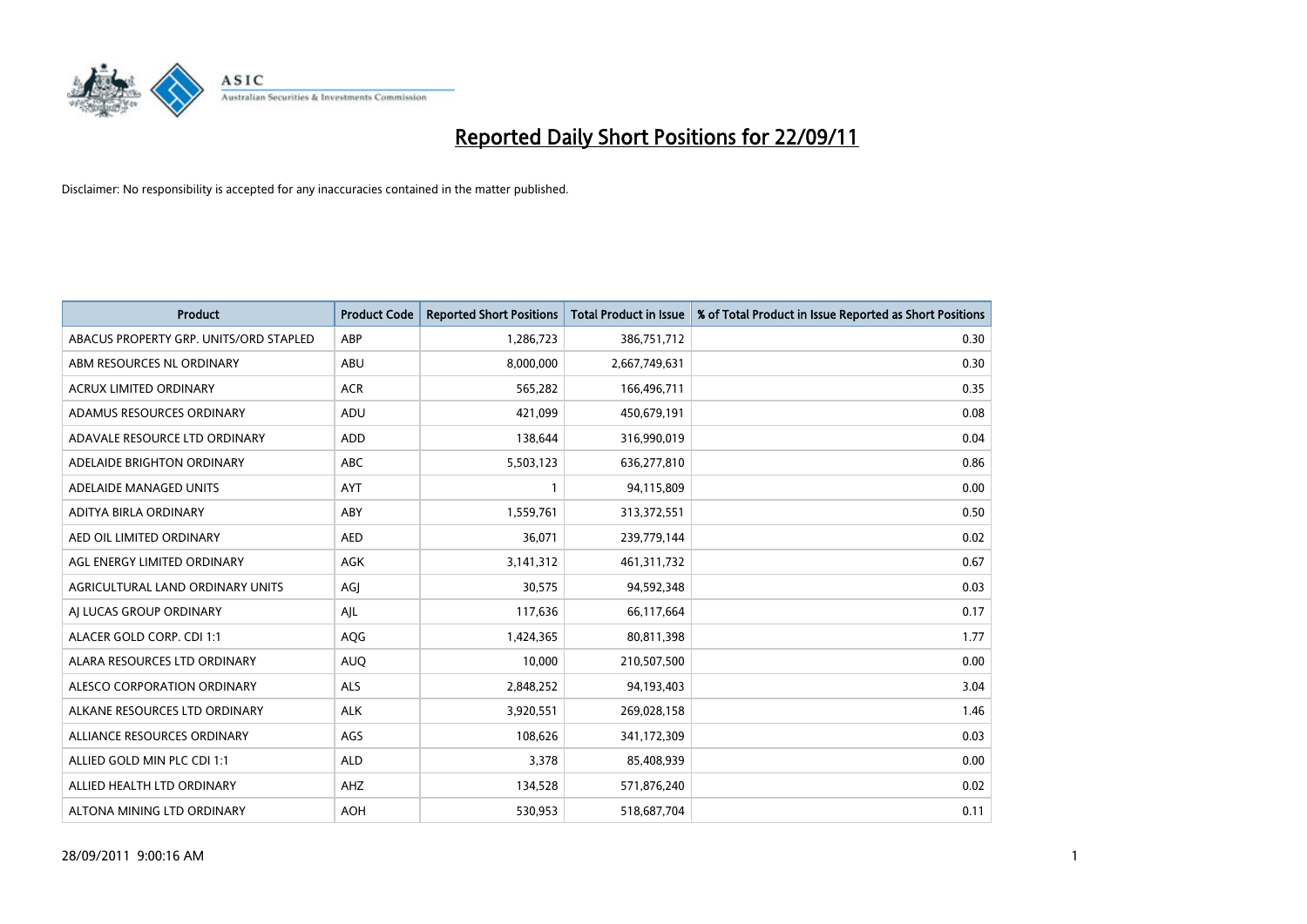# Reported Daily Short Positions for 22/09/11

Disclaimer: No responsibility is accepted for any inaccuracies contained in the matter published.

| Product | Product Code | Reported Short Positions | Total Product in Issue | % of Total Product in Issue Reported as Short Positions |
|---|---|---|---|---|
| ABACUS PROPERTY GRP. UNITS/ORD STAPLED | ABP | 1,286,723 | 386,751,712 | 0.30 |
| ABM RESOURCES NL ORDINARY | ABU | 8,000,000 | 2,667,749,631 | 0.30 |
| ACRUX LIMITED ORDINARY | ACR | 565,282 | 166,496,711 | 0.35 |
| ADAMUS RESOURCES ORDINARY | ADU | 421,099 | 450,679,191 | 0.08 |
| ADAVALE RESOURCE LTD ORDINARY | ADD | 138,644 | 316,990,019 | 0.04 |
| ADELAIDE BRIGHTON ORDINARY | ABC | 5,503,123 | 636,277,810 | 0.86 |
| ADELAIDE MANAGED UNITS | AYT | 1 | 94,115,809 | 0.00 |
| ADITYA BIRLA ORDINARY | ABY | 1,559,761 | 313,372,551 | 0.50 |
| AED OIL LIMITED ORDINARY | AED | 36,071 | 239,779,144 | 0.02 |
| AGL ENERGY LIMITED ORDINARY | AGK | 3,141,312 | 461,311,732 | 0.67 |
| AGRICULTURAL LAND ORDINARY UNITS | AGJ | 30,575 | 94,592,348 | 0.03 |
| AJ LUCAS GROUP ORDINARY | AJL | 117,636 | 66,117,664 | 0.17 |
| ALACER GOLD CORP. CDI 1:1 | AQG | 1,424,365 | 80,811,398 | 1.77 |
| ALARA RESOURCES LTD ORDINARY | AUQ | 10,000 | 210,507,500 | 0.00 |
| ALESCO CORPORATION ORDINARY | ALS | 2,848,252 | 94,193,403 | 3.04 |
| ALKANE RESOURCES LTD ORDINARY | ALK | 3,920,551 | 269,028,158 | 1.46 |
| ALLIANCE RESOURCES ORDINARY | AGS | 108,626 | 341,172,309 | 0.03 |
| ALLIED GOLD MIN PLC CDI 1:1 | ALD | 3,378 | 85,408,939 | 0.00 |
| ALLIED HEALTH LTD ORDINARY | AHZ | 134,528 | 571,876,240 | 0.02 |
| ALTONA MINING LTD ORDINARY | AOH | 530,953 | 518,687,704 | 0.11 |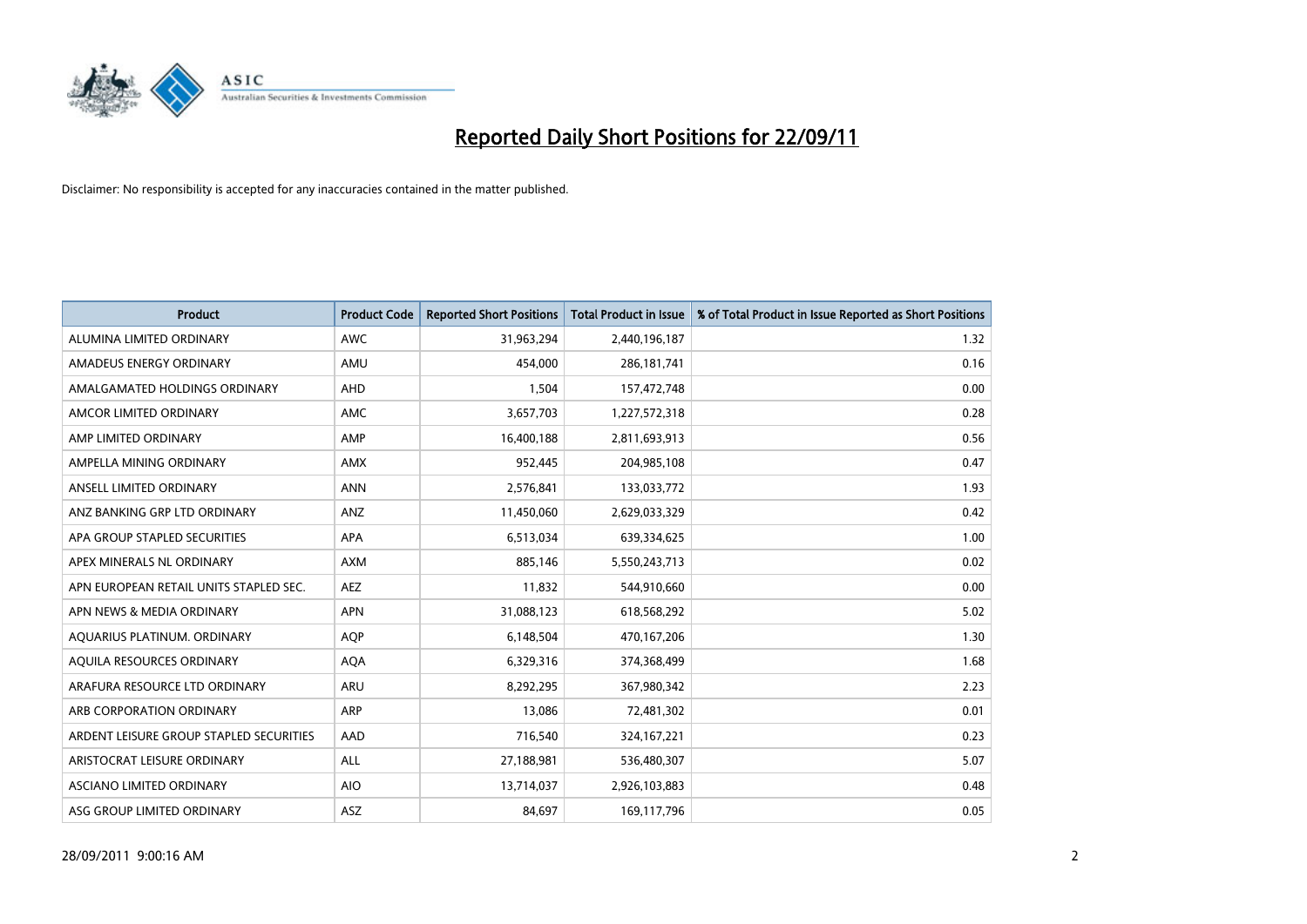# Reported Daily Short Positions for 22/09/11

Disclaimer: No responsibility is accepted for any inaccuracies contained in the matter published.

| Product | Product Code | Reported Short Positions | Total Product in Issue | % of Total Product in Issue Reported as Short Positions |
|---|---|---|---|---|
| ALUMINA LIMITED ORDINARY | AWC | 31,963,294 | 2,440,196,187 | 1.32 |
| AMADEUS ENERGY ORDINARY | AMU | 454,000 | 286,181,741 | 0.16 |
| AMALGAMATED HOLDINGS ORDINARY | AHD | 1,504 | 157,472,748 | 0.00 |
| AMCOR LIMITED ORDINARY | AMC | 3,657,703 | 1,227,572,318 | 0.28 |
| AMP LIMITED ORDINARY | AMP | 16,400,188 | 2,811,693,913 | 0.56 |
| AMPELLA MINING ORDINARY | AMX | 952,445 | 204,985,108 | 0.47 |
| ANSELL LIMITED ORDINARY | ANN | 2,576,841 | 133,033,772 | 1.93 |
| ANZ BANKING GRP LTD ORDINARY | ANZ | 11,450,060 | 2,629,033,329 | 0.42 |
| APA GROUP STAPLED SECURITIES | APA | 6,513,034 | 639,334,625 | 1.00 |
| APEX MINERALS NL ORDINARY | AXM | 885,146 | 5,550,243,713 | 0.02 |
| APN EUROPEAN RETAIL UNITS STAPLED SEC. | AEZ | 11,832 | 544,910,660 | 0.00 |
| APN NEWS & MEDIA ORDINARY | APN | 31,088,123 | 618,568,292 | 5.02 |
| AQUARIUS PLATINUM. ORDINARY | AQP | 6,148,504 | 470,167,206 | 1.30 |
| AQUILA RESOURCES ORDINARY | AQA | 6,329,316 | 374,368,499 | 1.68 |
| ARAFURA RESOURCE LTD ORDINARY | ARU | 8,292,295 | 367,980,342 | 2.23 |
| ARB CORPORATION ORDINARY | ARP | 13,086 | 72,481,302 | 0.01 |
| ARDENT LEISURE GROUP STAPLED SECURITIES | AAD | 716,540 | 324,167,221 | 0.23 |
| ARISTOCRAT LEISURE ORDINARY | ALL | 27,188,981 | 536,480,307 | 5.07 |
| ASCIANO LIMITED ORDINARY | AIO | 13,714,037 | 2,926,103,883 | 0.48 |
| ASG GROUP LIMITED ORDINARY | ASZ | 84,697 | 169,117,796 | 0.05 |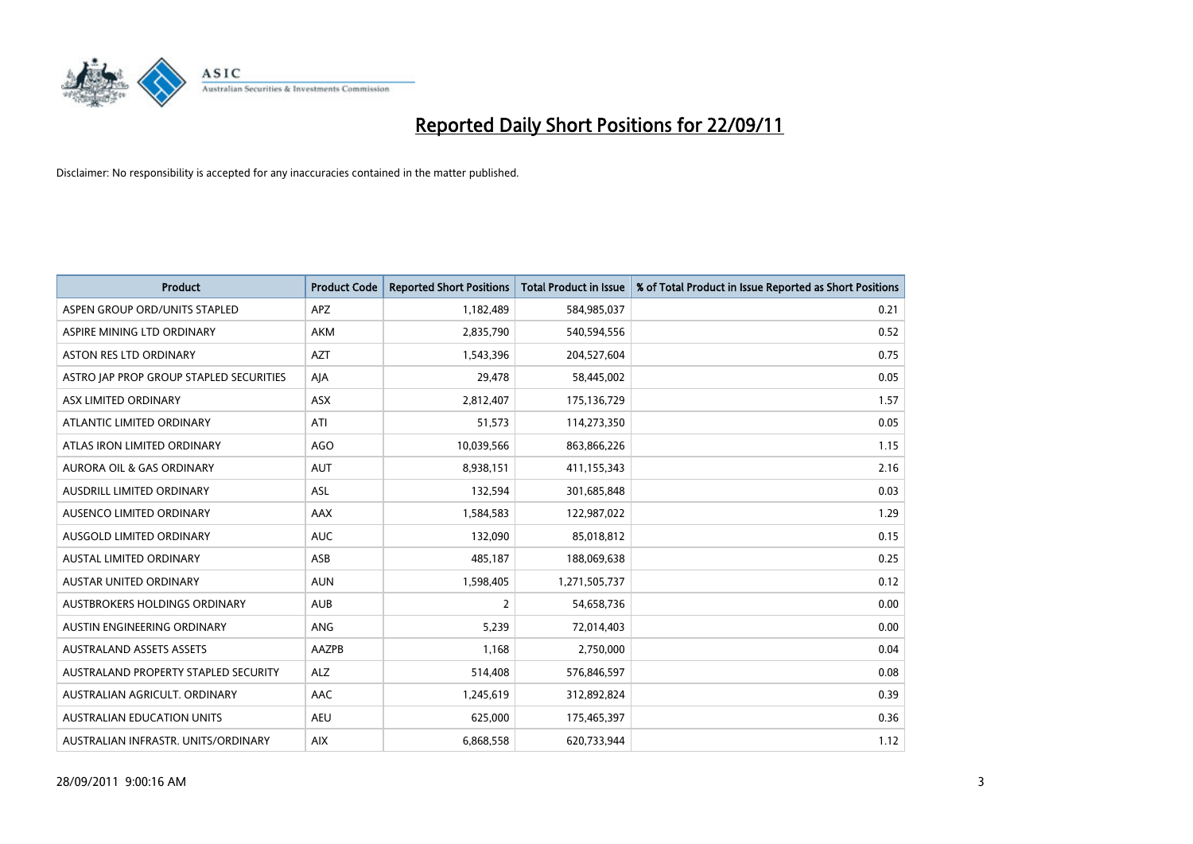# Reported Daily Short Positions for 22/09/11

Disclaimer: No responsibility is accepted for any inaccuracies contained in the matter published.

| Product | Product Code | Reported Short Positions | Total Product in Issue | % of Total Product in Issue Reported as Short Positions |
|---|---|---|---|---|
| ASPEN GROUP ORD/UNITS STAPLED | APZ | 1,182,489 | 584,985,037 | 0.21 |
| ASPIRE MINING LTD ORDINARY | AKM | 2,835,790 | 540,594,556 | 0.52 |
| ASTON RES LTD ORDINARY | AZT | 1,543,396 | 204,527,604 | 0.75 |
| ASTRO JAP PROP GROUP STAPLED SECURITIES | AJA | 29,478 | 58,445,002 | 0.05 |
| ASX LIMITED ORDINARY | ASX | 2,812,407 | 175,136,729 | 1.57 |
| ATLANTIC LIMITED ORDINARY | ATI | 51,573 | 114,273,350 | 0.05 |
| ATLAS IRON LIMITED ORDINARY | AGO | 10,039,566 | 863,866,226 | 1.15 |
| AURORA OIL & GAS ORDINARY | AUT | 8,938,151 | 411,155,343 | 2.16 |
| AUSDRILL LIMITED ORDINARY | ASL | 132,594 | 301,685,848 | 0.03 |
| AUSENCO LIMITED ORDINARY | AAX | 1,584,583 | 122,987,022 | 1.29 |
| AUSGOLD LIMITED ORDINARY | AUC | 132,090 | 85,018,812 | 0.15 |
| AUSTAL LIMITED ORDINARY | ASB | 485,187 | 188,069,638 | 0.25 |
| AUSTAR UNITED ORDINARY | AUN | 1,598,405 | 1,271,505,737 | 0.12 |
| AUSTBROKERS HOLDINGS ORDINARY | AUB | 2 | 54,658,736 | 0.00 |
| AUSTIN ENGINEERING ORDINARY | ANG | 5,239 | 72,014,403 | 0.00 |
| AUSTRALAND ASSETS ASSETS | AAZPB | 1,168 | 2,750,000 | 0.04 |
| AUSTRALAND PROPERTY STAPLED SECURITY | ALZ | 514,408 | 576,846,597 | 0.08 |
| AUSTRALIAN AGRICULT. ORDINARY | AAC | 1,245,619 | 312,892,824 | 0.39 |
| AUSTRALIAN EDUCATION UNITS | AEU | 625,000 | 175,465,397 | 0.36 |
| AUSTRALIAN INFRASTR. UNITS/ORDINARY | AIX | 6,868,558 | 620,733,944 | 1.12 |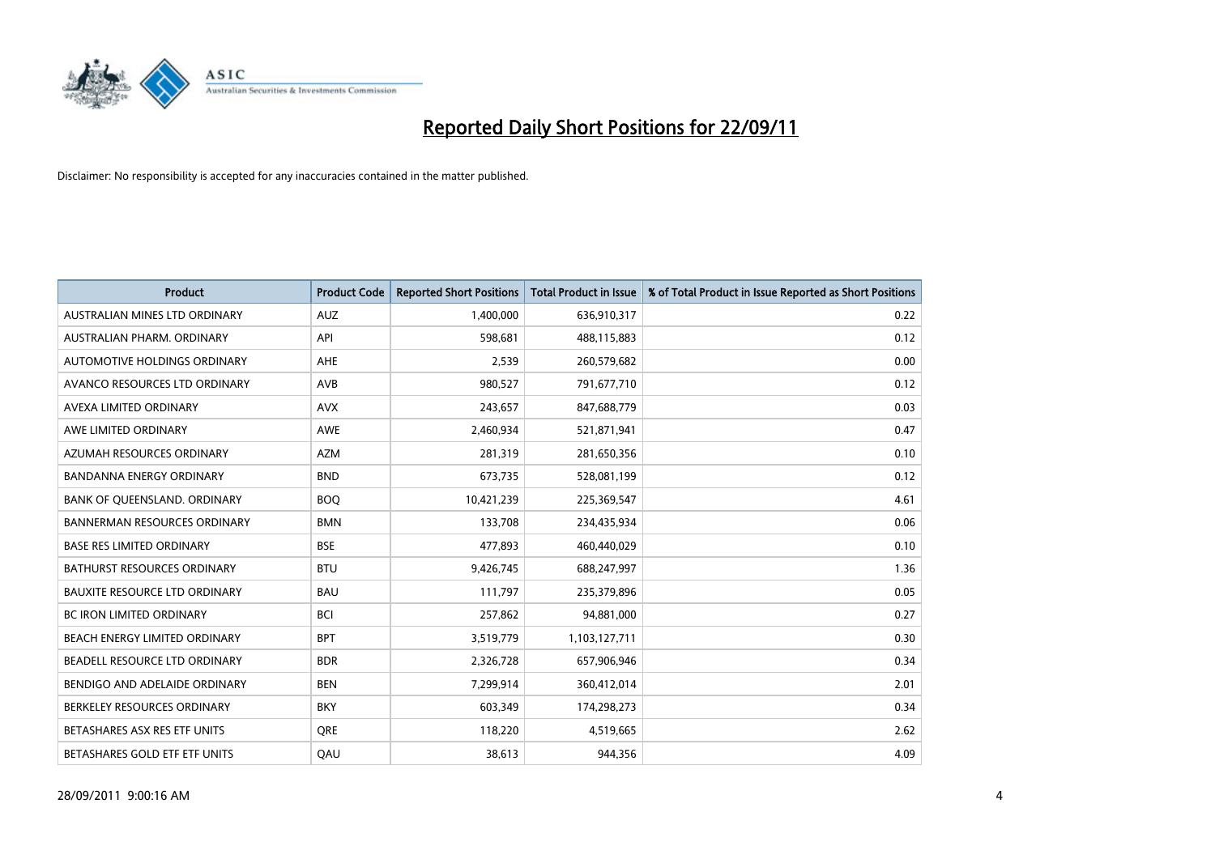# Reported Daily Short Positions for 22/09/11

Disclaimer: No responsibility is accepted for any inaccuracies contained in the matter published.

| Product | Product Code | Reported Short Positions | Total Product in Issue | % of Total Product in Issue Reported as Short Positions |
|---|---|---|---|---|
| AUSTRALIAN MINES LTD ORDINARY | AUZ | 1,400,000 | 636,910,317 | 0.22 |
| AUSTRALIAN PHARM. ORDINARY | API | 598,681 | 488,115,883 | 0.12 |
| AUTOMOTIVE HOLDINGS ORDINARY | AHE | 2,539 | 260,579,682 | 0.00 |
| AVANCO RESOURCES LTD ORDINARY | AVB | 980,527 | 791,677,710 | 0.12 |
| AVEXA LIMITED ORDINARY | AVX | 243,657 | 847,688,779 | 0.03 |
| AWE LIMITED ORDINARY | AWE | 2,460,934 | 521,871,941 | 0.47 |
| AZUMAH RESOURCES ORDINARY | AZM | 281,319 | 281,650,356 | 0.10 |
| BANDANNA ENERGY ORDINARY | BND | 673,735 | 528,081,199 | 0.12 |
| BANK OF QUEENSLAND. ORDINARY | BOQ | 10,421,239 | 225,369,547 | 4.61 |
| BANNERMAN RESOURCES ORDINARY | BMN | 133,708 | 234,435,934 | 0.06 |
| BASE RES LIMITED ORDINARY | BSE | 477,893 | 460,440,029 | 0.10 |
| BATHURST RESOURCES ORDINARY | BTU | 9,426,745 | 688,247,997 | 1.36 |
| BAUXITE RESOURCE LTD ORDINARY | BAU | 111,797 | 235,379,896 | 0.05 |
| BC IRON LIMITED ORDINARY | BCI | 257,862 | 94,881,000 | 0.27 |
| BEACH ENERGY LIMITED ORDINARY | BPT | 3,519,779 | 1,103,127,711 | 0.30 |
| BEADELL RESOURCE LTD ORDINARY | BDR | 2,326,728 | 657,906,946 | 0.34 |
| BENDIGO AND ADELAIDE ORDINARY | BEN | 7,299,914 | 360,412,014 | 2.01 |
| BERKELEY RESOURCES ORDINARY | BKY | 603,349 | 174,298,273 | 0.34 |
| BETASHARES ASX RES ETF UNITS | QRE | 118,220 | 4,519,665 | 2.62 |
| BETASHARES GOLD ETF ETF UNITS | QAU | 38,613 | 944,356 | 4.09 |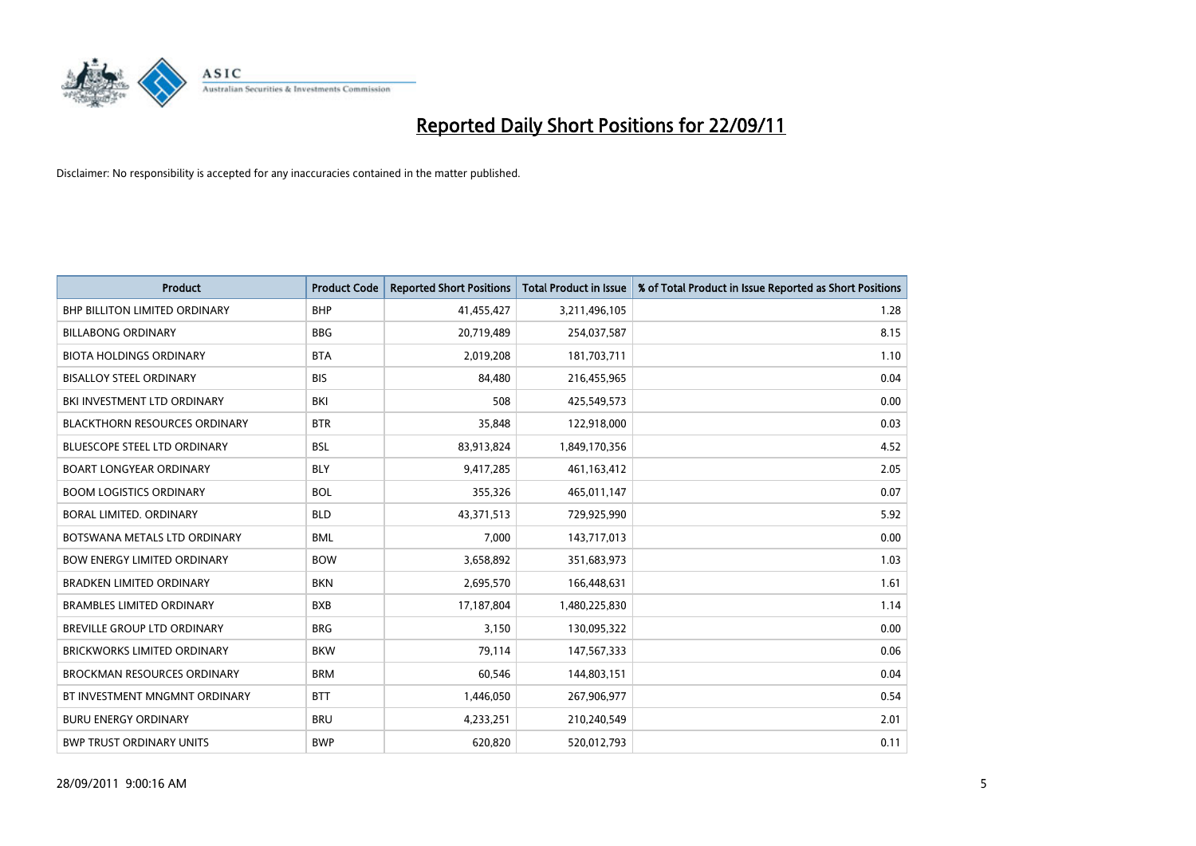# Reported Daily Short Positions for 22/09/11

Disclaimer: No responsibility is accepted for any inaccuracies contained in the matter published.

| Product | Product Code | Reported Short Positions | Total Product in Issue | % of Total Product in Issue Reported as Short Positions |
|---|---|---|---|---|
| BHP BILLITON LIMITED ORDINARY | BHP | 41,455,427 | 3,211,496,105 | 1.28 |
| BILLABONG ORDINARY | BBG | 20,719,489 | 254,037,587 | 8.15 |
| BIOTA HOLDINGS ORDINARY | BTA | 2,019,208 | 181,703,711 | 1.10 |
| BISALLOY STEEL ORDINARY | BIS | 84,480 | 216,455,965 | 0.04 |
| BKI INVESTMENT LTD ORDINARY | BKI | 508 | 425,549,573 | 0.00 |
| BLACKTHORN RESOURCES ORDINARY | BTR | 35,848 | 122,918,000 | 0.03 |
| BLUESCOPE STEEL LTD ORDINARY | BSL | 83,913,824 | 1,849,170,356 | 4.52 |
| BOART LONGYEAR ORDINARY | BLY | 9,417,285 | 461,163,412 | 2.05 |
| BOOM LOGISTICS ORDINARY | BOL | 355,326 | 465,011,147 | 0.07 |
| BORAL LIMITED. ORDINARY | BLD | 43,371,513 | 729,925,990 | 5.92 |
| BOTSWANA METALS LTD ORDINARY | BML | 7,000 | 143,717,013 | 0.00 |
| BOW ENERGY LIMITED ORDINARY | BOW | 3,658,892 | 351,683,973 | 1.03 |
| BRADKEN LIMITED ORDINARY | BKN | 2,695,570 | 166,448,631 | 1.61 |
| BRAMBLES LIMITED ORDINARY | BXB | 17,187,804 | 1,480,225,830 | 1.14 |
| BREVILLE GROUP LTD ORDINARY | BRG | 3,150 | 130,095,322 | 0.00 |
| BRICKWORKS LIMITED ORDINARY | BKW | 79,114 | 147,567,333 | 0.06 |
| BROCKMAN RESOURCES ORDINARY | BRM | 60,546 | 144,803,151 | 0.04 |
| BT INVESTMENT MNGMNT ORDINARY | BTT | 1,446,050 | 267,906,977 | 0.54 |
| BURU ENERGY ORDINARY | BRU | 4,233,251 | 210,240,549 | 2.01 |
| BWP TRUST ORDINARY UNITS | BWP | 620,820 | 520,012,793 | 0.11 |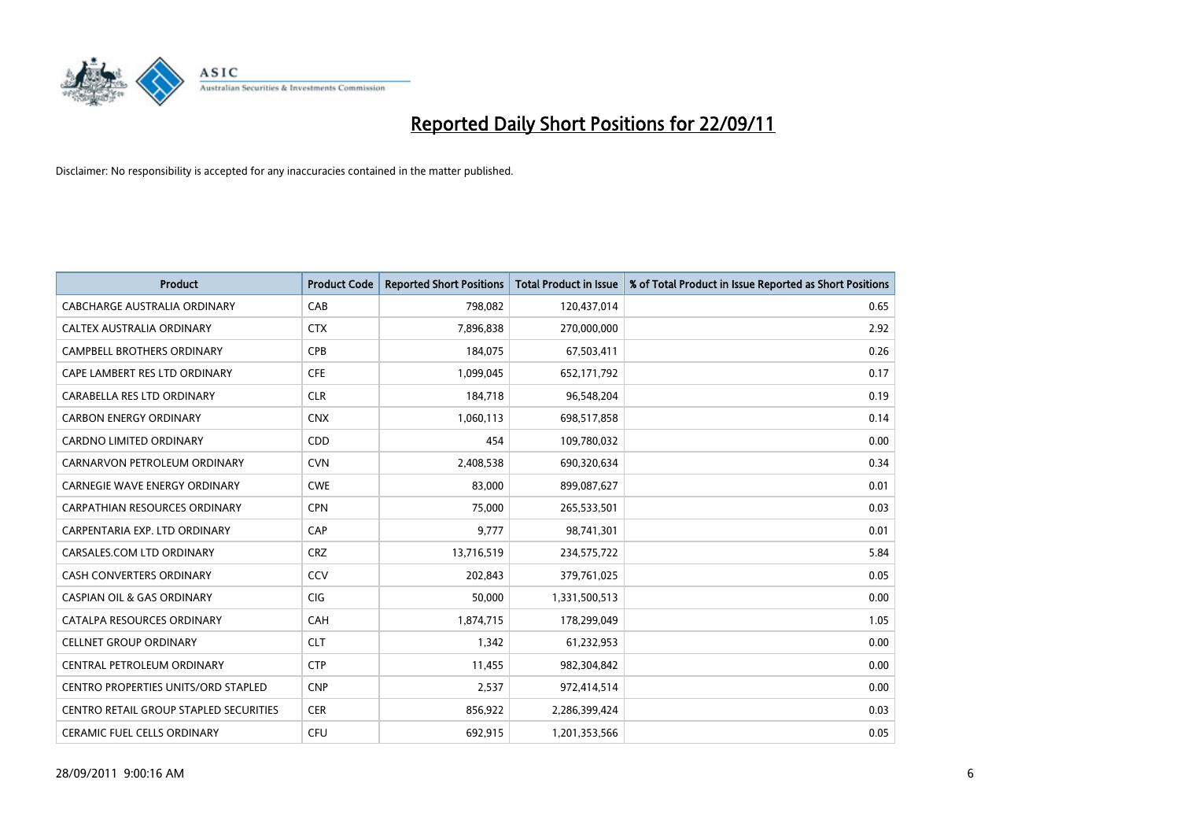# Reported Daily Short Positions for 22/09/11

Disclaimer: No responsibility is accepted for any inaccuracies contained in the matter published.

| Product | Product Code | Reported Short Positions | Total Product in Issue | % of Total Product in Issue Reported as Short Positions |
|---|---|---|---|---|
| CABCHARGE AUSTRALIA ORDINARY | CAB | 798,082 | 120,437,014 | 0.65 |
| CALTEX AUSTRALIA ORDINARY | CTX | 7,896,838 | 270,000,000 | 2.92 |
| CAMPBELL BROTHERS ORDINARY | CPB | 184,075 | 67,503,411 | 0.26 |
| CAPE LAMBERT RES LTD ORDINARY | CFE | 1,099,045 | 652,171,792 | 0.17 |
| CARABELLA RES LTD ORDINARY | CLR | 184,718 | 96,548,204 | 0.19 |
| CARBON ENERGY ORDINARY | CNX | 1,060,113 | 698,517,858 | 0.14 |
| CARDNO LIMITED ORDINARY | CDD | 454 | 109,780,032 | 0.00 |
| CARNARVON PETROLEUM ORDINARY | CVN | 2,408,538 | 690,320,634 | 0.34 |
| CARNEGIE WAVE ENERGY ORDINARY | CWE | 83,000 | 899,087,627 | 0.01 |
| CARPATHIAN RESOURCES ORDINARY | CPN | 75,000 | 265,533,501 | 0.03 |
| CARPENTARIA EXP. LTD ORDINARY | CAP | 9,777 | 98,741,301 | 0.01 |
| CARSALES.COM LTD ORDINARY | CRZ | 13,716,519 | 234,575,722 | 5.84 |
| CASH CONVERTERS ORDINARY | CCV | 202,843 | 379,761,025 | 0.05 |
| CASPIAN OIL & GAS ORDINARY | CIG | 50,000 | 1,331,500,513 | 0.00 |
| CATALPA RESOURCES ORDINARY | CAH | 1,874,715 | 178,299,049 | 1.05 |
| CELLNET GROUP ORDINARY | CLT | 1,342 | 61,232,953 | 0.00 |
| CENTRAL PETROLEUM ORDINARY | CTP | 11,455 | 982,304,842 | 0.00 |
| CENTRO PROPERTIES UNITS/ORD STAPLED | CNP | 2,537 | 972,414,514 | 0.00 |
| CENTRO RETAIL GROUP STAPLED SECURITIES | CER | 856,922 | 2,286,399,424 | 0.03 |
| CERAMIC FUEL CELLS ORDINARY | CFU | 692,915 | 1,201,353,566 | 0.05 |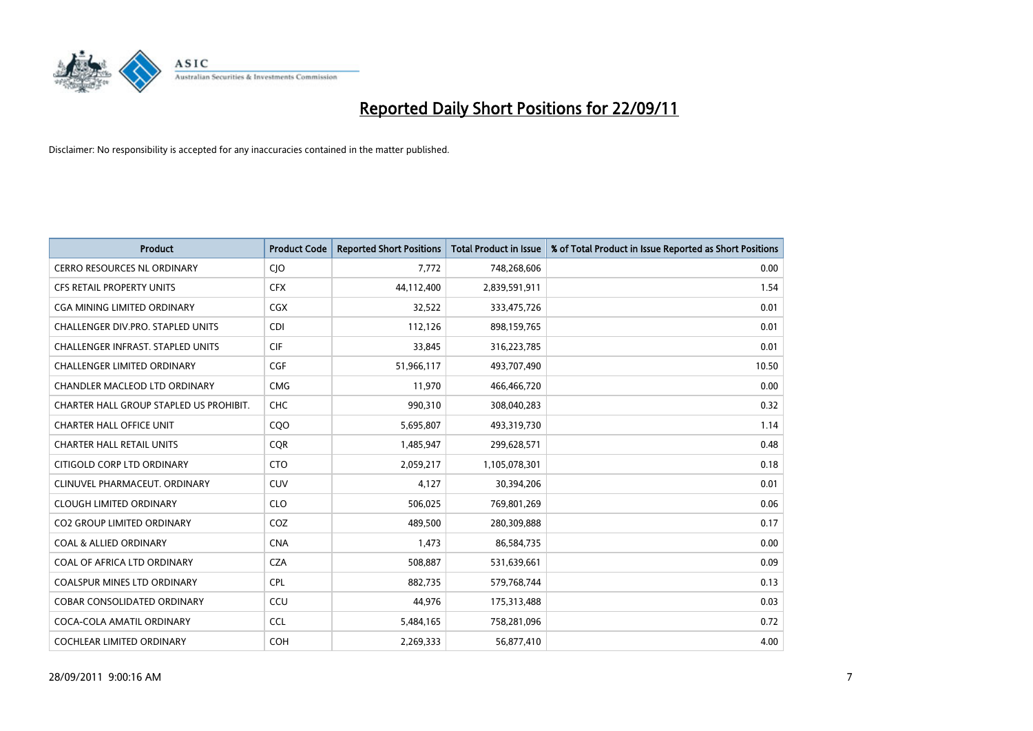# Reported Daily Short Positions for 22/09/11

Disclaimer: No responsibility is accepted for any inaccuracies contained in the matter published.

| Product | Product Code | Reported Short Positions | Total Product in Issue | % of Total Product in Issue Reported as Short Positions |
|---|---|---|---|---|
| CERRO RESOURCES NL ORDINARY | CJO | 7,772 | 748,268,606 | 0.00 |
| CFS RETAIL PROPERTY UNITS | CFX | 44,112,400 | 2,839,591,911 | 1.54 |
| CGA MINING LIMITED ORDINARY | CGX | 32,522 | 333,475,726 | 0.01 |
| CHALLENGER DIV.PRO. STAPLED UNITS | CDI | 112,126 | 898,159,765 | 0.01 |
| CHALLENGER INFRAST. STAPLED UNITS | CIF | 33,845 | 316,223,785 | 0.01 |
| CHALLENGER LIMITED ORDINARY | CGF | 51,966,117 | 493,707,490 | 10.50 |
| CHANDLER MACLEOD LTD ORDINARY | CMG | 11,970 | 466,466,720 | 0.00 |
| CHARTER HALL GROUP STAPLED US PROHIBIT. | CHC | 990,310 | 308,040,283 | 0.32 |
| CHARTER HALL OFFICE UNIT | CQO | 5,695,807 | 493,319,730 | 1.14 |
| CHARTER HALL RETAIL UNITS | CQR | 1,485,947 | 299,628,571 | 0.48 |
| CITIGOLD CORP LTD ORDINARY | CTO | 2,059,217 | 1,105,078,301 | 0.18 |
| CLINUVEL PHARMACEUT. ORDINARY | CUV | 4,127 | 30,394,206 | 0.01 |
| CLOUGH LIMITED ORDINARY | CLO | 506,025 | 769,801,269 | 0.06 |
| CO2 GROUP LIMITED ORDINARY | COZ | 489,500 | 280,309,888 | 0.17 |
| COAL & ALLIED ORDINARY | CNA | 1,473 | 86,584,735 | 0.00 |
| COAL OF AFRICA LTD ORDINARY | CZA | 508,887 | 531,639,661 | 0.09 |
| COALSPUR MINES LTD ORDINARY | CPL | 882,735 | 579,768,744 | 0.13 |
| COBAR CONSOLIDATED ORDINARY | CCU | 44,976 | 175,313,488 | 0.03 |
| COCA-COLA AMATIL ORDINARY | CCL | 5,484,165 | 758,281,096 | 0.72 |
| COCHLEAR LIMITED ORDINARY | COH | 2,269,333 | 56,877,410 | 4.00 |

28/09/2011 9:00:16 AM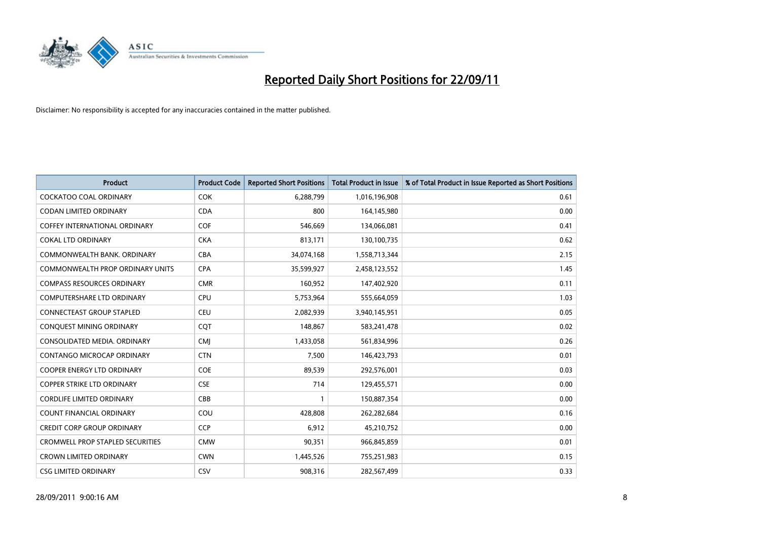# Reported Daily Short Positions for 22/09/11

Disclaimer: No responsibility is accepted for any inaccuracies contained in the matter published.

| Product | Product Code | Reported Short Positions | Total Product in Issue | % of Total Product in Issue Reported as Short Positions |
|---|---|---|---|---|
| COCKATOO COAL ORDINARY | COK | 6,288,799 | 1,016,196,908 | 0.61 |
| CODAN LIMITED ORDINARY | CDA | 800 | 164,145,980 | 0.00 |
| COFFEY INTERNATIONAL ORDINARY | COF | 546,669 | 134,066,081 | 0.41 |
| COKAL LTD ORDINARY | CKA | 813,171 | 130,100,735 | 0.62 |
| COMMONWEALTH BANK. ORDINARY | CBA | 34,074,168 | 1,558,713,344 | 2.15 |
| COMMONWEALTH PROP ORDINARY UNITS | CPA | 35,599,927 | 2,458,123,552 | 1.45 |
| COMPASS RESOURCES ORDINARY | CMR | 160,952 | 147,402,920 | 0.11 |
| COMPUTERSHARE LTD ORDINARY | CPU | 5,753,964 | 555,664,059 | 1.03 |
| CONNECTEAST GROUP STAPLED | CEU | 2,082,939 | 3,940,145,951 | 0.05 |
| CONQUEST MINING ORDINARY | CQT | 148,867 | 583,241,478 | 0.02 |
| CONSOLIDATED MEDIA. ORDINARY | CMJ | 1,433,058 | 561,834,996 | 0.26 |
| CONTANGO MICROCAP ORDINARY | CTN | 7,500 | 146,423,793 | 0.01 |
| COOPER ENERGY LTD ORDINARY | COE | 89,539 | 292,576,001 | 0.03 |
| COPPER STRIKE LTD ORDINARY | CSE | 714 | 129,455,571 | 0.00 |
| CORDLIFE LIMITED ORDINARY | CBB | 1 | 150,887,354 | 0.00 |
| COUNT FINANCIAL ORDINARY | COU | 428,808 | 262,282,684 | 0.16 |
| CREDIT CORP GROUP ORDINARY | CCP | 6,912 | 45,210,752 | 0.00 |
| CROMWELL PROP STAPLED SECURITIES | CMW | 90,351 | 966,845,859 | 0.01 |
| CROWN LIMITED ORDINARY | CWN | 1,445,526 | 755,251,983 | 0.15 |
| CSG LIMITED ORDINARY | CSV | 908,316 | 282,567,499 | 0.33 |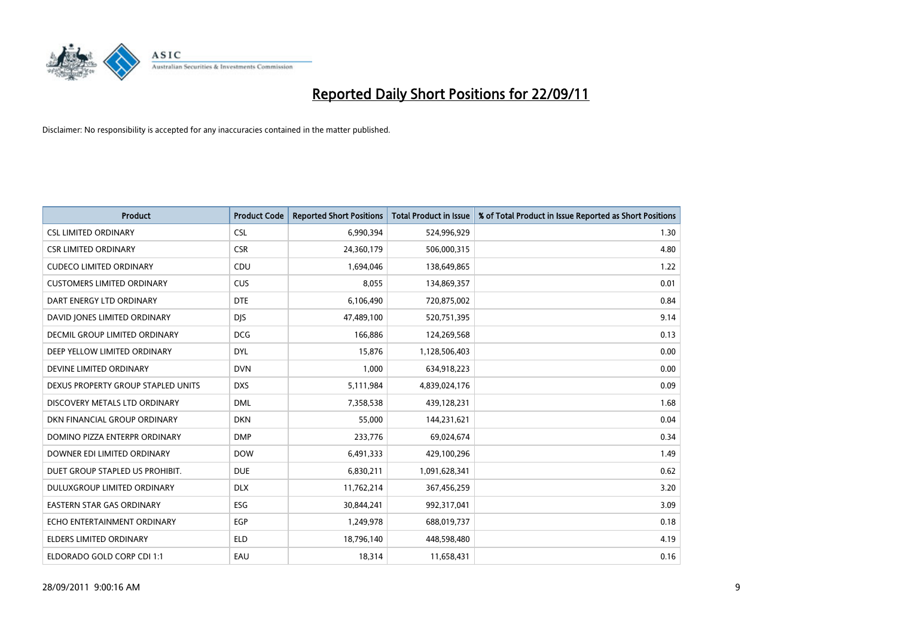# Reported Daily Short Positions for 22/09/11

Disclaimer: No responsibility is accepted for any inaccuracies contained in the matter published.

| Product | Product Code | Reported Short Positions | Total Product in Issue | % of Total Product in Issue Reported as Short Positions |
|---|---|---|---|---|
| CSL LIMITED ORDINARY | CSL | 6,990,394 | 524,996,929 | 1.30 |
| CSR LIMITED ORDINARY | CSR | 24,360,179 | 506,000,315 | 4.80 |
| CUDECO LIMITED ORDINARY | CDU | 1,694,046 | 138,649,865 | 1.22 |
| CUSTOMERS LIMITED ORDINARY | CUS | 8,055 | 134,869,357 | 0.01 |
| DART ENERGY LTD ORDINARY | DTE | 6,106,490 | 720,875,002 | 0.84 |
| DAVID JONES LIMITED ORDINARY | DJS | 47,489,100 | 520,751,395 | 9.14 |
| DECMIL GROUP LIMITED ORDINARY | DCG | 166,886 | 124,269,568 | 0.13 |
| DEEP YELLOW LIMITED ORDINARY | DYL | 15,876 | 1,128,506,403 | 0.00 |
| DEVINE LIMITED ORDINARY | DVN | 1,000 | 634,918,223 | 0.00 |
| DEXUS PROPERTY GROUP STAPLED UNITS | DXS | 5,111,984 | 4,839,024,176 | 0.09 |
| DISCOVERY METALS LTD ORDINARY | DML | 7,358,538 | 439,128,231 | 1.68 |
| DKN FINANCIAL GROUP ORDINARY | DKN | 55,000 | 144,231,621 | 0.04 |
| DOMINO PIZZA ENTERPR ORDINARY | DMP | 233,776 | 69,024,674 | 0.34 |
| DOWNER EDI LIMITED ORDINARY | DOW | 6,491,333 | 429,100,296 | 1.49 |
| DUET GROUP STAPLED US PROHIBIT. | DUE | 6,830,211 | 1,091,628,341 | 0.62 |
| DULUXGROUP LIMITED ORDINARY | DLX | 11,762,214 | 367,456,259 | 3.20 |
| EASTERN STAR GAS ORDINARY | ESG | 30,844,241 | 992,317,041 | 3.09 |
| ECHO ENTERTAINMENT ORDINARY | EGP | 1,249,978 | 688,019,737 | 0.18 |
| ELDERS LIMITED ORDINARY | ELD | 18,796,140 | 448,598,480 | 4.19 |
| ELDORADO GOLD CORP CDI 1:1 | EAU | 18,314 | 11,658,431 | 0.16 |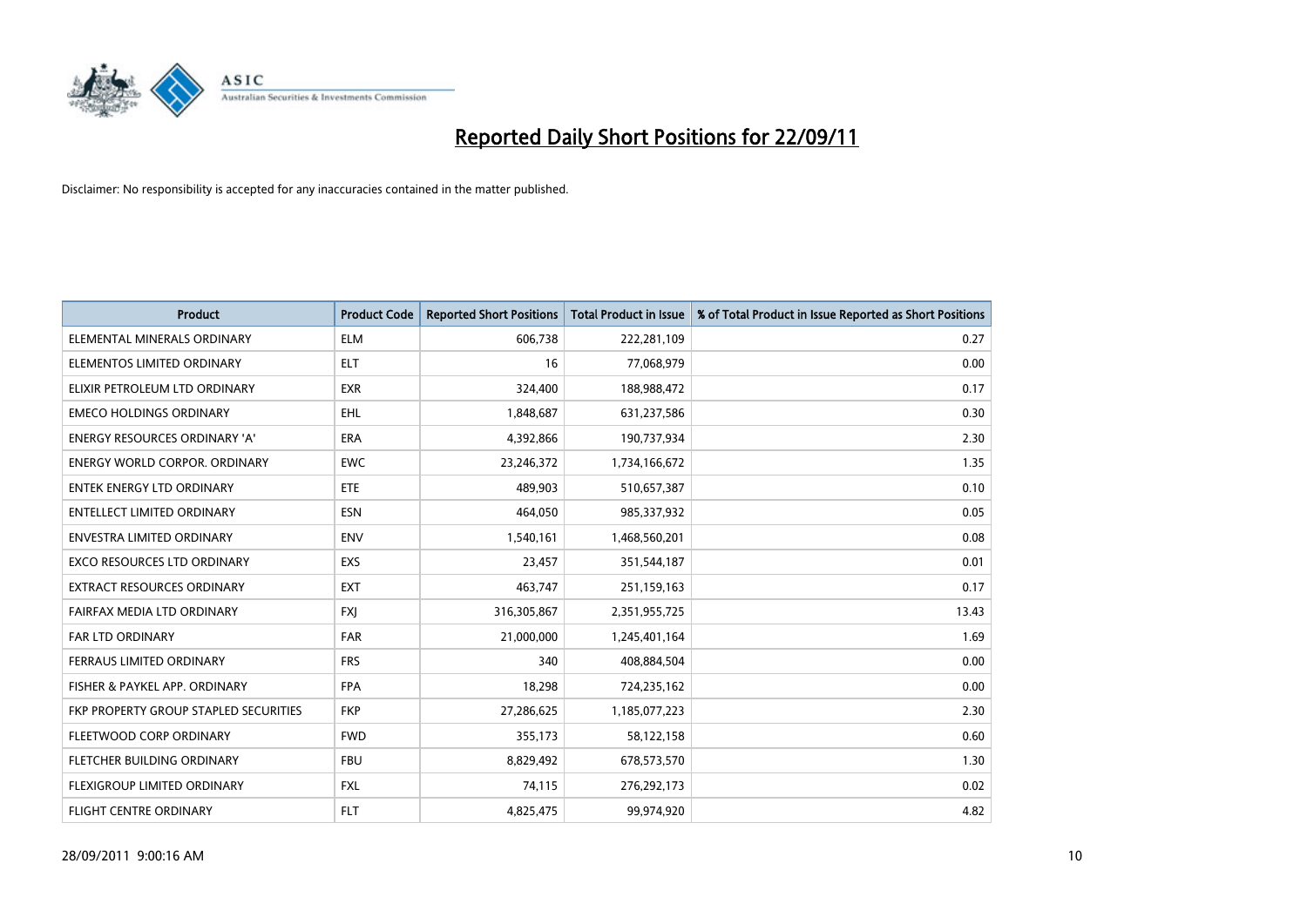# Reported Daily Short Positions for 22/09/11

Disclaimer: No responsibility is accepted for any inaccuracies contained in the matter published.

| Product | Product Code | Reported Short Positions | Total Product in Issue | % of Total Product in Issue Reported as Short Positions |
|---|---|---|---|---|
| ELEMENTAL MINERALS ORDINARY | ELM | 606,738 | 222,281,109 | 0.27 |
| ELEMENTOS LIMITED ORDINARY | ELT | 16 | 77,068,979 | 0.00 |
| ELIXIR PETROLEUM LTD ORDINARY | EXR | 324,400 | 188,988,472 | 0.17 |
| EMECO HOLDINGS ORDINARY | EHL | 1,848,687 | 631,237,586 | 0.30 |
| ENERGY RESOURCES ORDINARY 'A' | ERA | 4,392,866 | 190,737,934 | 2.30 |
| ENERGY WORLD CORPOR. ORDINARY | EWC | 23,246,372 | 1,734,166,672 | 1.35 |
| ENTEK ENERGY LTD ORDINARY | ETE | 489,903 | 510,657,387 | 0.10 |
| ENTELLECT LIMITED ORDINARY | ESN | 464,050 | 985,337,932 | 0.05 |
| ENVESTRA LIMITED ORDINARY | ENV | 1,540,161 | 1,468,560,201 | 0.08 |
| EXCO RESOURCES LTD ORDINARY | EXS | 23,457 | 351,544,187 | 0.01 |
| EXTRACT RESOURCES ORDINARY | EXT | 463,747 | 251,159,163 | 0.17 |
| FAIRFAX MEDIA LTD ORDINARY | FXJ | 316,305,867 | 2,351,955,725 | 13.43 |
| FAR LTD ORDINARY | FAR | 21,000,000 | 1,245,401,164 | 1.69 |
| FERRAUS LIMITED ORDINARY | FRS | 340 | 408,884,504 | 0.00 |
| FISHER & PAYKEL APP. ORDINARY | FPA | 18,298 | 724,235,162 | 0.00 |
| FKP PROPERTY GROUP STAPLED SECURITIES | FKP | 27,286,625 | 1,185,077,223 | 2.30 |
| FLEETWOOD CORP ORDINARY | FWD | 355,173 | 58,122,158 | 0.60 |
| FLETCHER BUILDING ORDINARY | FBU | 8,829,492 | 678,573,570 | 1.30 |
| FLEXIGROUP LIMITED ORDINARY | FXL | 74,115 | 276,292,173 | 0.02 |
| FLIGHT CENTRE ORDINARY | FLT | 4,825,475 | 99,974,920 | 4.82 |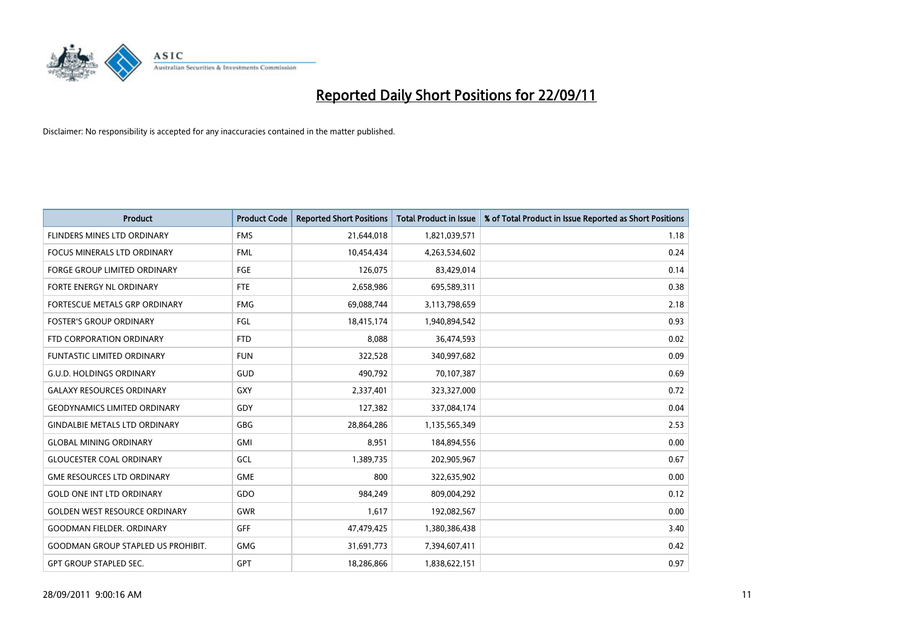# Reported Daily Short Positions for 22/09/11

Disclaimer: No responsibility is accepted for any inaccuracies contained in the matter published.

| Product | Product Code | Reported Short Positions | Total Product in Issue | % of Total Product in Issue Reported as Short Positions |
|---|---|---|---|---|
| FLINDERS MINES LTD ORDINARY | FMS | 21,644,018 | 1,821,039,571 | 1.18 |
| FOCUS MINERALS LTD ORDINARY | FML | 10,454,434 | 4,263,534,602 | 0.24 |
| FORGE GROUP LIMITED ORDINARY | FGE | 126,075 | 83,429,014 | 0.14 |
| FORTE ENERGY NL ORDINARY | FTE | 2,658,986 | 695,589,311 | 0.38 |
| FORTESCUE METALS GRP ORDINARY | FMG | 69,088,744 | 3,113,798,659 | 2.18 |
| FOSTER'S GROUP ORDINARY | FGL | 18,415,174 | 1,940,894,542 | 0.93 |
| FTD CORPORATION ORDINARY | FTD | 8,088 | 36,474,593 | 0.02 |
| FUNTASTIC LIMITED ORDINARY | FUN | 322,528 | 340,997,682 | 0.09 |
| G.U.D. HOLDINGS ORDINARY | GUD | 490,792 | 70,107,387 | 0.69 |
| GALAXY RESOURCES ORDINARY | GXY | 2,337,401 | 323,327,000 | 0.72 |
| GEODYNAMICS LIMITED ORDINARY | GDY | 127,382 | 337,084,174 | 0.04 |
| GINDALBIE METALS LTD ORDINARY | GBG | 28,864,286 | 1,135,565,349 | 2.53 |
| GLOBAL MINING ORDINARY | GMI | 8,951 | 184,894,556 | 0.00 |
| GLOUCESTER COAL ORDINARY | GCL | 1,389,735 | 202,905,967 | 0.67 |
| GME RESOURCES LTD ORDINARY | GME | 800 | 322,635,902 | 0.00 |
| GOLD ONE INT LTD ORDINARY | GDO | 984,249 | 809,004,292 | 0.12 |
| GOLDEN WEST RESOURCE ORDINARY | GWR | 1,617 | 192,082,567 | 0.00 |
| GOODMAN FIELDER. ORDINARY | GFF | 47,479,425 | 1,380,386,438 | 3.40 |
| GOODMAN GROUP STAPLED US PROHIBIT. | GMG | 31,691,773 | 7,394,607,411 | 0.42 |
| GPT GROUP STAPLED SEC. | GPT | 18,286,866 | 1,838,622,151 | 0.97 |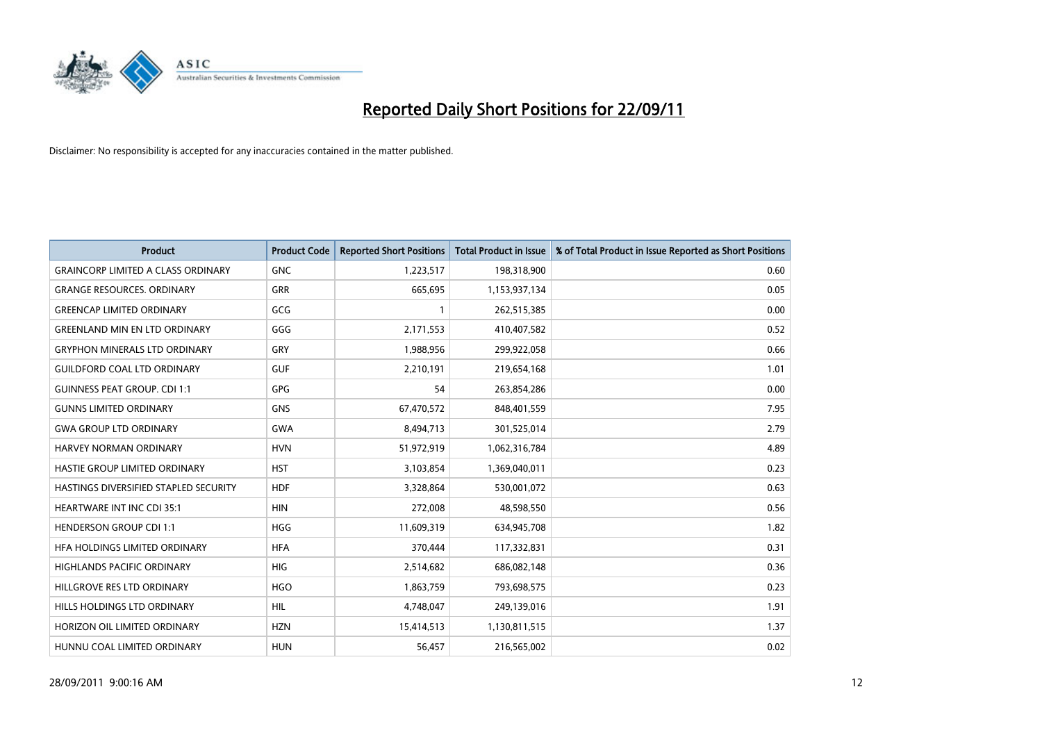# Reported Daily Short Positions for 22/09/11

Disclaimer: No responsibility is accepted for any inaccuracies contained in the matter published.

| Product | Product Code | Reported Short Positions | Total Product in Issue | % of Total Product in Issue Reported as Short Positions |
|---|---|---|---|---|
| GRAINCORP LIMITED A CLASS ORDINARY | GNC | 1,223,517 | 198,318,900 | 0.60 |
| GRANGE RESOURCES. ORDINARY | GRR | 665,695 | 1,153,937,134 | 0.05 |
| GREENCAP LIMITED ORDINARY | GCG | 1 | 262,515,385 | 0.00 |
| GREENLAND MIN EN LTD ORDINARY | GGG | 2,171,553 | 410,407,582 | 0.52 |
| GRYPHON MINERALS LTD ORDINARY | GRY | 1,988,956 | 299,922,058 | 0.66 |
| GUILDFORD COAL LTD ORDINARY | GUF | 2,210,191 | 219,654,168 | 1.01 |
| GUINNESS PEAT GROUP. CDI 1:1 | GPG | 54 | 263,854,286 | 0.00 |
| GUNNS LIMITED ORDINARY | GNS | 67,470,572 | 848,401,559 | 7.95 |
| GWA GROUP LTD ORDINARY | GWA | 8,494,713 | 301,525,014 | 2.79 |
| HARVEY NORMAN ORDINARY | HVN | 51,972,919 | 1,062,316,784 | 4.89 |
| HASTIE GROUP LIMITED ORDINARY | HST | 3,103,854 | 1,369,040,011 | 0.23 |
| HASTINGS DIVERSIFIED STAPLED SECURITY | HDF | 3,328,864 | 530,001,072 | 0.63 |
| HEARTWARE INT INC CDI 35:1 | HIN | 272,008 | 48,598,550 | 0.56 |
| HENDERSON GROUP CDI 1:1 | HGG | 11,609,319 | 634,945,708 | 1.82 |
| HFA HOLDINGS LIMITED ORDINARY | HFA | 370,444 | 117,332,831 | 0.31 |
| HIGHLANDS PACIFIC ORDINARY | HIG | 2,514,682 | 686,082,148 | 0.36 |
| HILLGROVE RES LTD ORDINARY | HGO | 1,863,759 | 793,698,575 | 0.23 |
| HILLS HOLDINGS LTD ORDINARY | HIL | 4,748,047 | 249,139,016 | 1.91 |
| HORIZON OIL LIMITED ORDINARY | HZN | 15,414,513 | 1,130,811,515 | 1.37 |
| HUNNU COAL LIMITED ORDINARY | HUN | 56,457 | 216,565,002 | 0.02 |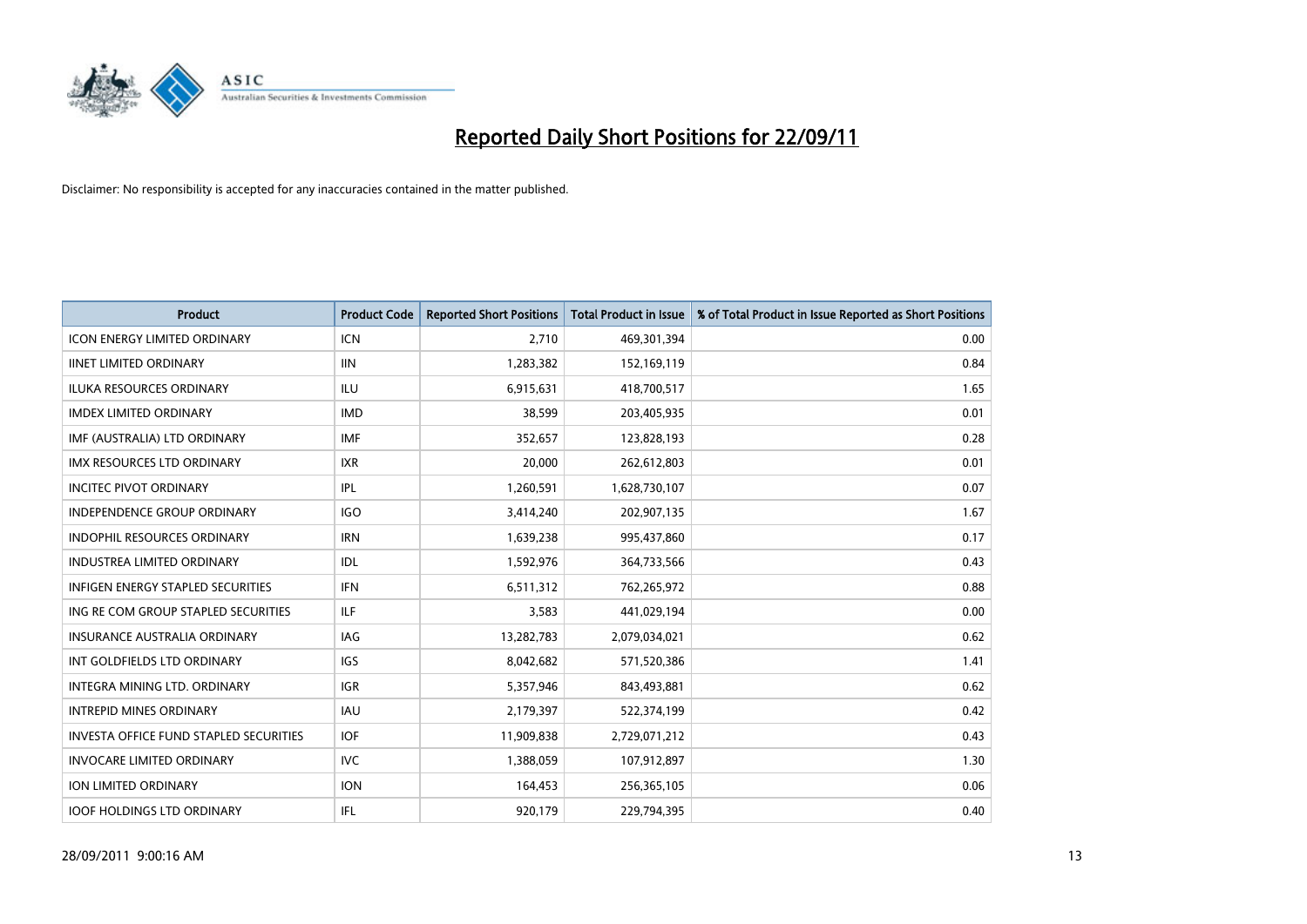# Reported Daily Short Positions for 22/09/11

Disclaimer: No responsibility is accepted for any inaccuracies contained in the matter published.

| Product | Product Code | Reported Short Positions | Total Product in Issue | % of Total Product in Issue Reported as Short Positions |
|---|---|---|---|---|
| ICON ENERGY LIMITED ORDINARY | ICN | 2,710 | 469,301,394 | 0.00 |
| IINET LIMITED ORDINARY | IIN | 1,283,382 | 152,169,119 | 0.84 |
| ILUKA RESOURCES ORDINARY | ILU | 6,915,631 | 418,700,517 | 1.65 |
| IMDEX LIMITED ORDINARY | IMD | 38,599 | 203,405,935 | 0.01 |
| IMF (AUSTRALIA) LTD ORDINARY | IMF | 352,657 | 123,828,193 | 0.28 |
| IMX RESOURCES LTD ORDINARY | IXR | 20,000 | 262,612,803 | 0.01 |
| INCITEC PIVOT ORDINARY | IPL | 1,260,591 | 1,628,730,107 | 0.07 |
| INDEPENDENCE GROUP ORDINARY | IGO | 3,414,240 | 202,907,135 | 1.67 |
| INDOPHIL RESOURCES ORDINARY | IRN | 1,639,238 | 995,437,860 | 0.17 |
| INDUSTREA LIMITED ORDINARY | IDL | 1,592,976 | 364,733,566 | 0.43 |
| INFIGEN ENERGY STAPLED SECURITIES | IFN | 6,511,312 | 762,265,972 | 0.88 |
| ING RE COM GROUP STAPLED SECURITIES | ILF | 3,583 | 441,029,194 | 0.00 |
| INSURANCE AUSTRALIA ORDINARY | IAG | 13,282,783 | 2,079,034,021 | 0.62 |
| INT GOLDFIELDS LTD ORDINARY | IGS | 8,042,682 | 571,520,386 | 1.41 |
| INTEGRA MINING LTD. ORDINARY | IGR | 5,357,946 | 843,493,881 | 0.62 |
| INTREPID MINES ORDINARY | IAU | 2,179,397 | 522,374,199 | 0.42 |
| INVESTA OFFICE FUND STAPLED SECURITIES | IOF | 11,909,838 | 2,729,071,212 | 0.43 |
| INVOCARE LIMITED ORDINARY | IVC | 1,388,059 | 107,912,897 | 1.30 |
| ION LIMITED ORDINARY | ION | 164,453 | 256,365,105 | 0.06 |
| IOOF HOLDINGS LTD ORDINARY | IFL | 920,179 | 229,794,395 | 0.40 |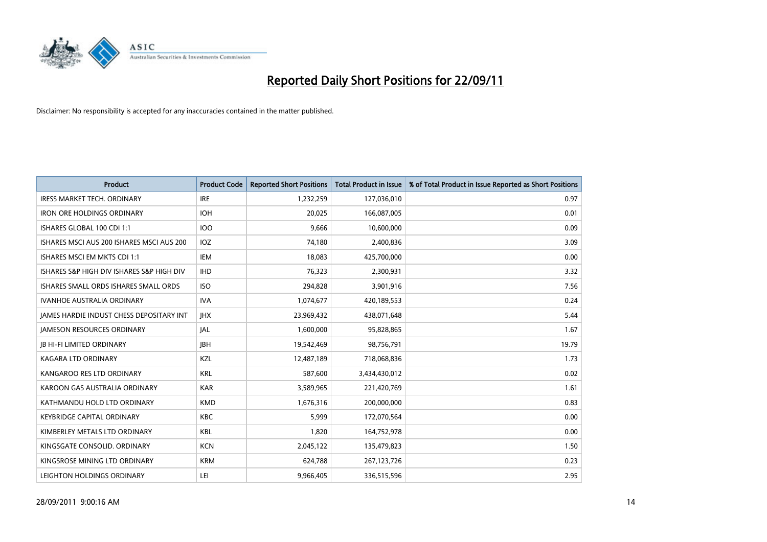# Reported Daily Short Positions for 22/09/11

Disclaimer: No responsibility is accepted for any inaccuracies contained in the matter published.

| Product | Product Code | Reported Short Positions | Total Product in Issue | % of Total Product in Issue Reported as Short Positions |
|---|---|---|---|---|
| IRESS MARKET TECH. ORDINARY | IRE | 1,232,259 | 127,036,010 | 0.97 |
| IRON ORE HOLDINGS ORDINARY | IOH | 20,025 | 166,087,005 | 0.01 |
| ISHARES GLOBAL 100 CDI 1:1 | IOO | 9,666 | 10,600,000 | 0.09 |
| ISHARES MSCI AUS 200 ISHARES MSCI AUS 200 | IOZ | 74,180 | 2,400,836 | 3.09 |
| ISHARES MSCI EM MKTS CDI 1:1 | IEM | 18,083 | 425,700,000 | 0.00 |
| ISHARES S&P HIGH DIV ISHARES S&P HIGH DIV | IHD | 76,323 | 2,300,931 | 3.32 |
| ISHARES SMALL ORDS ISHARES SMALL ORDS | ISO | 294,828 | 3,901,916 | 7.56 |
| IVANHOE AUSTRALIA ORDINARY | IVA | 1,074,677 | 420,189,553 | 0.24 |
| JAMES HARDIE INDUST CHESS DEPOSITARY INT | JHX | 23,969,432 | 438,071,648 | 5.44 |
| JAMESON RESOURCES ORDINARY | JAL | 1,600,000 | 95,828,865 | 1.67 |
| JB HI-FI LIMITED ORDINARY | JBH | 19,542,469 | 98,756,791 | 19.79 |
| KAGARA LTD ORDINARY | KZL | 12,487,189 | 718,068,836 | 1.73 |
| KANGAROO RES LTD ORDINARY | KRL | 587,600 | 3,434,430,012 | 0.02 |
| KAROON GAS AUSTRALIA ORDINARY | KAR | 3,589,965 | 221,420,769 | 1.61 |
| KATHMANDU HOLD LTD ORDINARY | KMD | 1,676,316 | 200,000,000 | 0.83 |
| KEYBRIDGE CAPITAL ORDINARY | KBC | 5,999 | 172,070,564 | 0.00 |
| KIMBERLEY METALS LTD ORDINARY | KBL | 1,820 | 164,752,978 | 0.00 |
| KINGSGATE CONSOLID. ORDINARY | KCN | 2,045,122 | 135,479,823 | 1.50 |
| KINGSROSE MINING LTD ORDINARY | KRM | 624,788 | 267,123,726 | 0.23 |
| LEIGHTON HOLDINGS ORDINARY | LEI | 9,966,405 | 336,515,596 | 2.95 |

28/09/2011 9:00:16 AM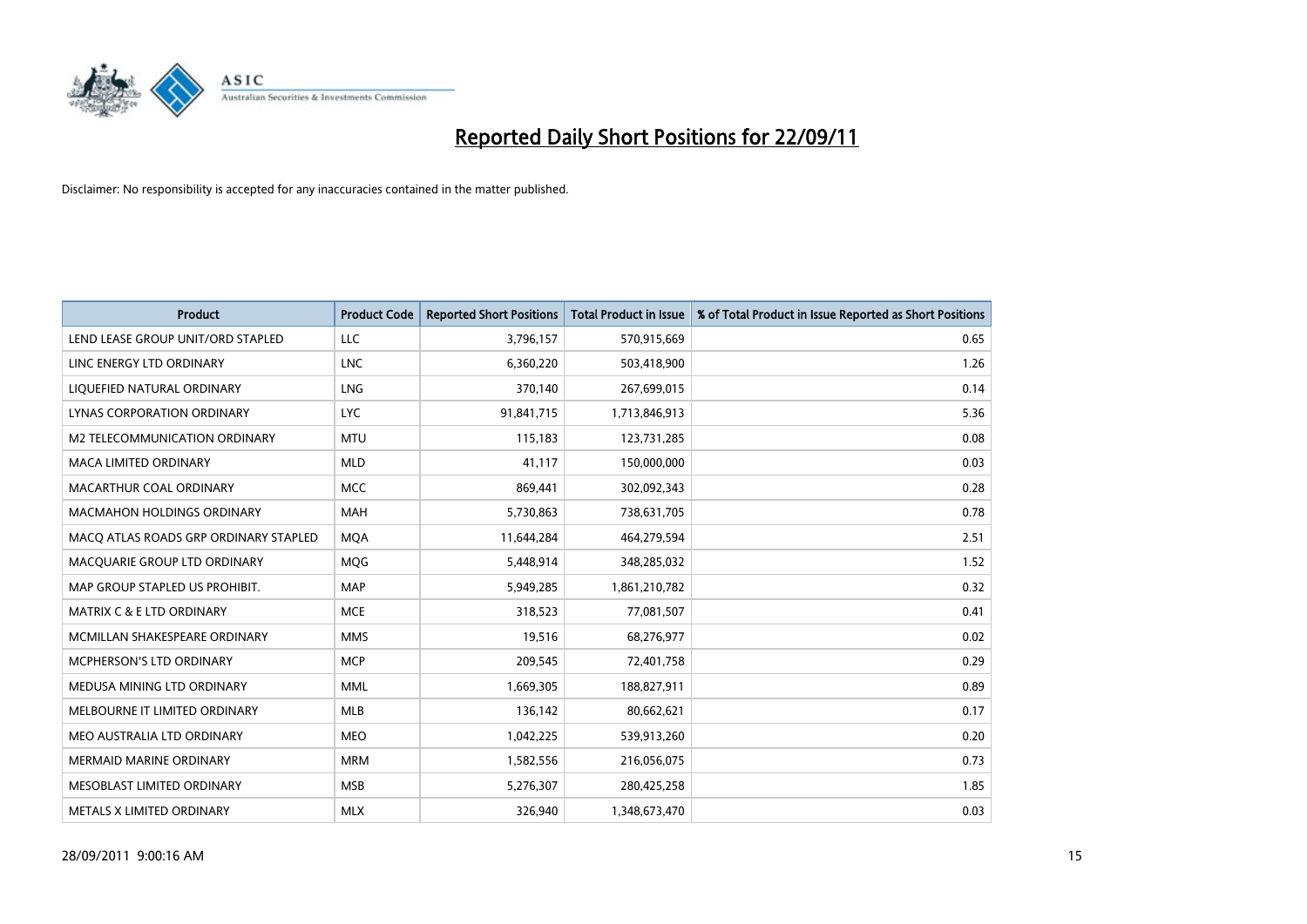# Reported Daily Short Positions for 22/09/11

Disclaimer: No responsibility is accepted for any inaccuracies contained in the matter published.

| Product | Product Code | Reported Short Positions | Total Product in Issue | % of Total Product in Issue Reported as Short Positions |
|---|---|---|---|---|
| LEND LEASE GROUP UNIT/ORD STAPLED | LLC | 3,796,157 | 570,915,669 | 0.65 |
| LINC ENERGY LTD ORDINARY | LNC | 6,360,220 | 503,418,900 | 1.26 |
| LIQUEFIED NATURAL ORDINARY | LNG | 370,140 | 267,699,015 | 0.14 |
| LYNAS CORPORATION ORDINARY | LYC | 91,841,715 | 1,713,846,913 | 5.36 |
| M2 TELECOMMUNICATION ORDINARY | MTU | 115,183 | 123,731,285 | 0.08 |
| MACA LIMITED ORDINARY | MLD | 41,117 | 150,000,000 | 0.03 |
| MACARTHUR COAL ORDINARY | MCC | 869,441 | 302,092,343 | 0.28 |
| MACMAHON HOLDINGS ORDINARY | MAH | 5,730,863 | 738,631,705 | 0.78 |
| MACQ ATLAS ROADS GRP ORDINARY STAPLED | MQA | 11,644,284 | 464,279,594 | 2.51 |
| MACQUARIE GROUP LTD ORDINARY | MQG | 5,448,914 | 348,285,032 | 1.52 |
| MAP GROUP STAPLED US PROHIBIT. | MAP | 5,949,285 | 1,861,210,782 | 0.32 |
| MATRIX C & E LTD ORDINARY | MCE | 318,523 | 77,081,507 | 0.41 |
| MCMILLAN SHAKESPEARE ORDINARY | MMS | 19,516 | 68,276,977 | 0.02 |
| MCPHERSON'S LTD ORDINARY | MCP | 209,545 | 72,401,758 | 0.29 |
| MEDUSA MINING LTD ORDINARY | MML | 1,669,305 | 188,827,911 | 0.89 |
| MELBOURNE IT LIMITED ORDINARY | MLB | 136,142 | 80,662,621 | 0.17 |
| MEO AUSTRALIA LTD ORDINARY | MEO | 1,042,225 | 539,913,260 | 0.20 |
| MERMAID MARINE ORDINARY | MRM | 1,582,556 | 216,056,075 | 0.73 |
| MESOBLAST LIMITED ORDINARY | MSB | 5,276,307 | 280,425,258 | 1.85 |
| METALS X LIMITED ORDINARY | MLX | 326,940 | 1,348,673,470 | 0.03 |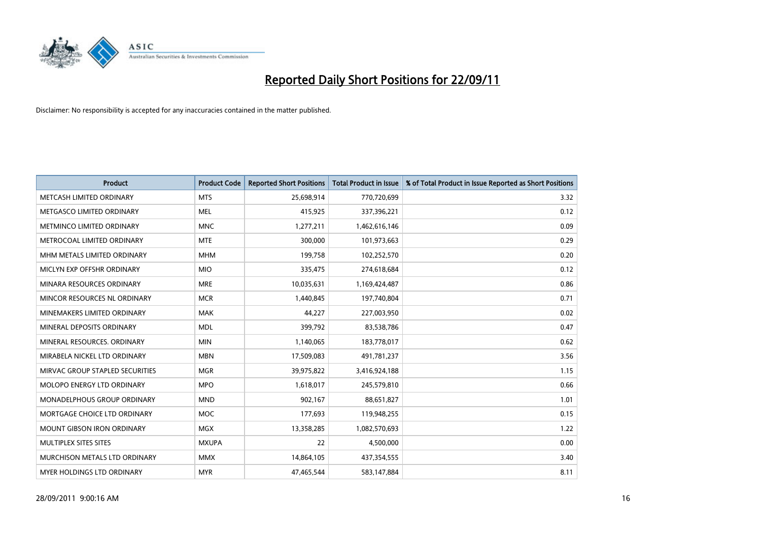# Reported Daily Short Positions for 22/09/11

Disclaimer: No responsibility is accepted for any inaccuracies contained in the matter published.

| Product | Product Code | Reported Short Positions | Total Product in Issue | % of Total Product in Issue Reported as Short Positions |
|---|---|---|---|---|
| METCASH LIMITED ORDINARY | MTS | 25,698,914 | 770,720,699 | 3.32 |
| METGASCO LIMITED ORDINARY | MEL | 415,925 | 337,396,221 | 0.12 |
| METMINCO LIMITED ORDINARY | MNC | 1,277,211 | 1,462,616,146 | 0.09 |
| METROCOAL LIMITED ORDINARY | MTE | 300,000 | 101,973,663 | 0.29 |
| MHM METALS LIMITED ORDINARY | MHM | 199,758 | 102,252,570 | 0.20 |
| MICLYN EXP OFFSHR ORDINARY | MIO | 335,475 | 274,618,684 | 0.12 |
| MINARA RESOURCES ORDINARY | MRE | 10,035,631 | 1,169,424,487 | 0.86 |
| MINCOR RESOURCES NL ORDINARY | MCR | 1,440,845 | 197,740,804 | 0.71 |
| MINEMAKERS LIMITED ORDINARY | MAK | 44,227 | 227,003,950 | 0.02 |
| MINERAL DEPOSITS ORDINARY | MDL | 399,792 | 83,538,786 | 0.47 |
| MINERAL RESOURCES. ORDINARY | MIN | 1,140,065 | 183,778,017 | 0.62 |
| MIRABELA NICKEL LTD ORDINARY | MBN | 17,509,083 | 491,781,237 | 3.56 |
| MIRVAC GROUP STAPLED SECURITIES | MGR | 39,975,822 | 3,416,924,188 | 1.15 |
| MOLOPO ENERGY LTD ORDINARY | MPO | 1,618,017 | 245,579,810 | 0.66 |
| MONADELPHOUS GROUP ORDINARY | MND | 902,167 | 88,651,827 | 1.01 |
| MORTGAGE CHOICE LTD ORDINARY | MOC | 177,693 | 119,948,255 | 0.15 |
| MOUNT GIBSON IRON ORDINARY | MGX | 13,358,285 | 1,082,570,693 | 1.22 |
| MULTIPLEX SITES SITES | MXUPA | 22 | 4,500,000 | 0.00 |
| MURCHISON METALS LTD ORDINARY | MMX | 14,864,105 | 437,354,555 | 3.40 |
| MYER HOLDINGS LTD ORDINARY | MYR | 47,465,544 | 583,147,884 | 8.11 |

28/09/2011 9:00:16 AM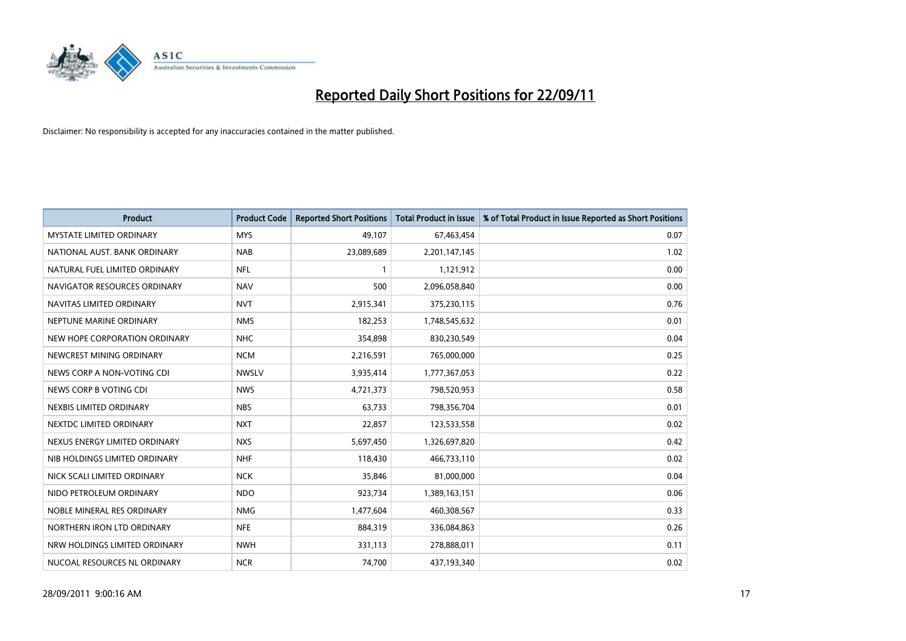# Reported Daily Short Positions for 22/09/11

Disclaimer: No responsibility is accepted for any inaccuracies contained in the matter published.

| Product | Product Code | Reported Short Positions | Total Product in Issue | % of Total Product in Issue Reported as Short Positions |
|---|---|---|---|---|
| MYSTATE LIMITED ORDINARY | MYS | 49,107 | 67,463,454 | 0.07 |
| NATIONAL AUST. BANK ORDINARY | NAB | 23,089,689 | 2,201,147,145 | 1.02 |
| NATURAL FUEL LIMITED ORDINARY | NFL | 1 | 1,121,912 | 0.00 |
| NAVIGATOR RESOURCES ORDINARY | NAV | 500 | 2,096,058,840 | 0.00 |
| NAVITAS LIMITED ORDINARY | NVT | 2,915,341 | 375,230,115 | 0.76 |
| NEPTUNE MARINE ORDINARY | NMS | 182,253 | 1,748,545,632 | 0.01 |
| NEW HOPE CORPORATION ORDINARY | NHC | 354,898 | 830,230,549 | 0.04 |
| NEWCREST MINING ORDINARY | NCM | 2,216,591 | 765,000,000 | 0.25 |
| NEWS CORP A NON-VOTING CDI | NWSLV | 3,935,414 | 1,777,367,053 | 0.22 |
| NEWS CORP B VOTING CDI | NWS | 4,721,373 | 798,520,953 | 0.58 |
| NEXBIS LIMITED ORDINARY | NBS | 63,733 | 798,356,704 | 0.01 |
| NEXTDC LIMITED ORDINARY | NXT | 22,857 | 123,533,558 | 0.02 |
| NEXUS ENERGY LIMITED ORDINARY | NXS | 5,697,450 | 1,326,697,820 | 0.42 |
| NIB HOLDINGS LIMITED ORDINARY | NHF | 118,430 | 466,733,110 | 0.02 |
| NICK SCALI LIMITED ORDINARY | NCK | 35,846 | 81,000,000 | 0.04 |
| NIDO PETROLEUM ORDINARY | NDO | 923,734 | 1,389,163,151 | 0.06 |
| NOBLE MINERAL RES ORDINARY | NMG | 1,477,604 | 460,308,567 | 0.33 |
| NORTHERN IRON LTD ORDINARY | NFE | 884,319 | 336,084,863 | 0.26 |
| NRW HOLDINGS LIMITED ORDINARY | NWH | 331,113 | 278,888,011 | 0.11 |
| NUCOAL RESOURCES NL ORDINARY | NCR | 74,700 | 437,193,340 | 0.02 |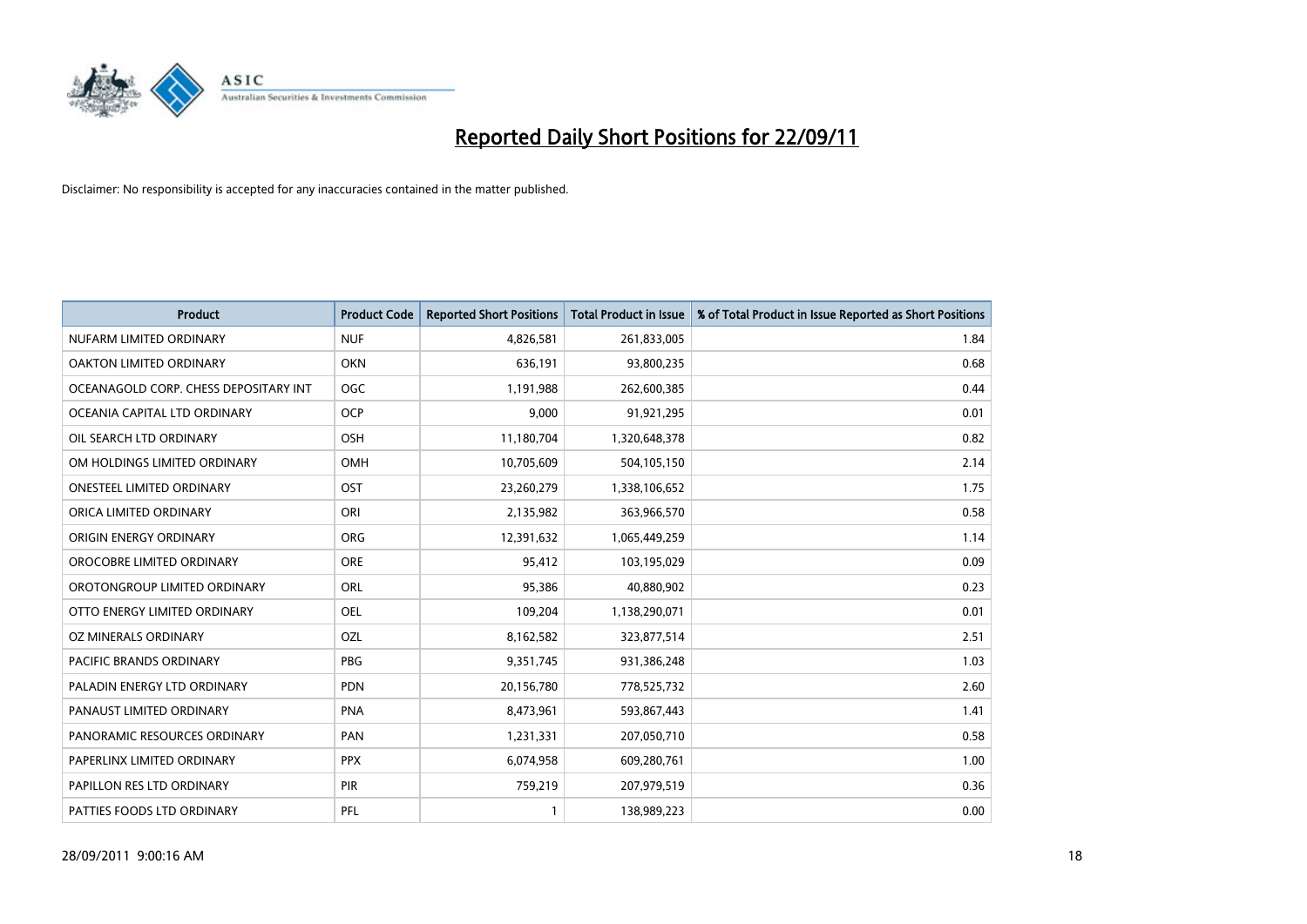# Reported Daily Short Positions for 22/09/11

Disclaimer: No responsibility is accepted for any inaccuracies contained in the matter published.

| Product | Product Code | Reported Short Positions | Total Product in Issue | % of Total Product in Issue Reported as Short Positions |
|---|---|---|---|---|
| NUFARM LIMITED ORDINARY | NUF | 4,826,581 | 261,833,005 | 1.84 |
| OAKTON LIMITED ORDINARY | OKN | 636,191 | 93,800,235 | 0.68 |
| OCEANAGOLD CORP. CHESS DEPOSITARY INT | OGC | 1,191,988 | 262,600,385 | 0.44 |
| OCEANIA CAPITAL LTD ORDINARY | OCP | 9,000 | 91,921,295 | 0.01 |
| OIL SEARCH LTD ORDINARY | OSH | 11,180,704 | 1,320,648,378 | 0.82 |
| OM HOLDINGS LIMITED ORDINARY | OMH | 10,705,609 | 504,105,150 | 2.14 |
| ONESTEEL LIMITED ORDINARY | OST | 23,260,279 | 1,338,106,652 | 1.75 |
| ORICA LIMITED ORDINARY | ORI | 2,135,982 | 363,966,570 | 0.58 |
| ORIGIN ENERGY ORDINARY | ORG | 12,391,632 | 1,065,449,259 | 1.14 |
| OROCOBRE LIMITED ORDINARY | ORE | 95,412 | 103,195,029 | 0.09 |
| OROTONGROUP LIMITED ORDINARY | ORL | 95,386 | 40,880,902 | 0.23 |
| OTTO ENERGY LIMITED ORDINARY | OEL | 109,204 | 1,138,290,071 | 0.01 |
| OZ MINERALS ORDINARY | OZL | 8,162,582 | 323,877,514 | 2.51 |
| PACIFIC BRANDS ORDINARY | PBG | 9,351,745 | 931,386,248 | 1.03 |
| PALADIN ENERGY LTD ORDINARY | PDN | 20,156,780 | 778,525,732 | 2.60 |
| PANAUST LIMITED ORDINARY | PNA | 8,473,961 | 593,867,443 | 1.41 |
| PANORAMIC RESOURCES ORDINARY | PAN | 1,231,331 | 207,050,710 | 0.58 |
| PAPERLINX LIMITED ORDINARY | PPX | 6,074,958 | 609,280,761 | 1.00 |
| PAPILLON RES LTD ORDINARY | PIR | 759,219 | 207,979,519 | 0.36 |
| PATTIES FOODS LTD ORDINARY | PFL | 1 | 138,989,223 | 0.00 |

28/09/2011 9:00:16 AM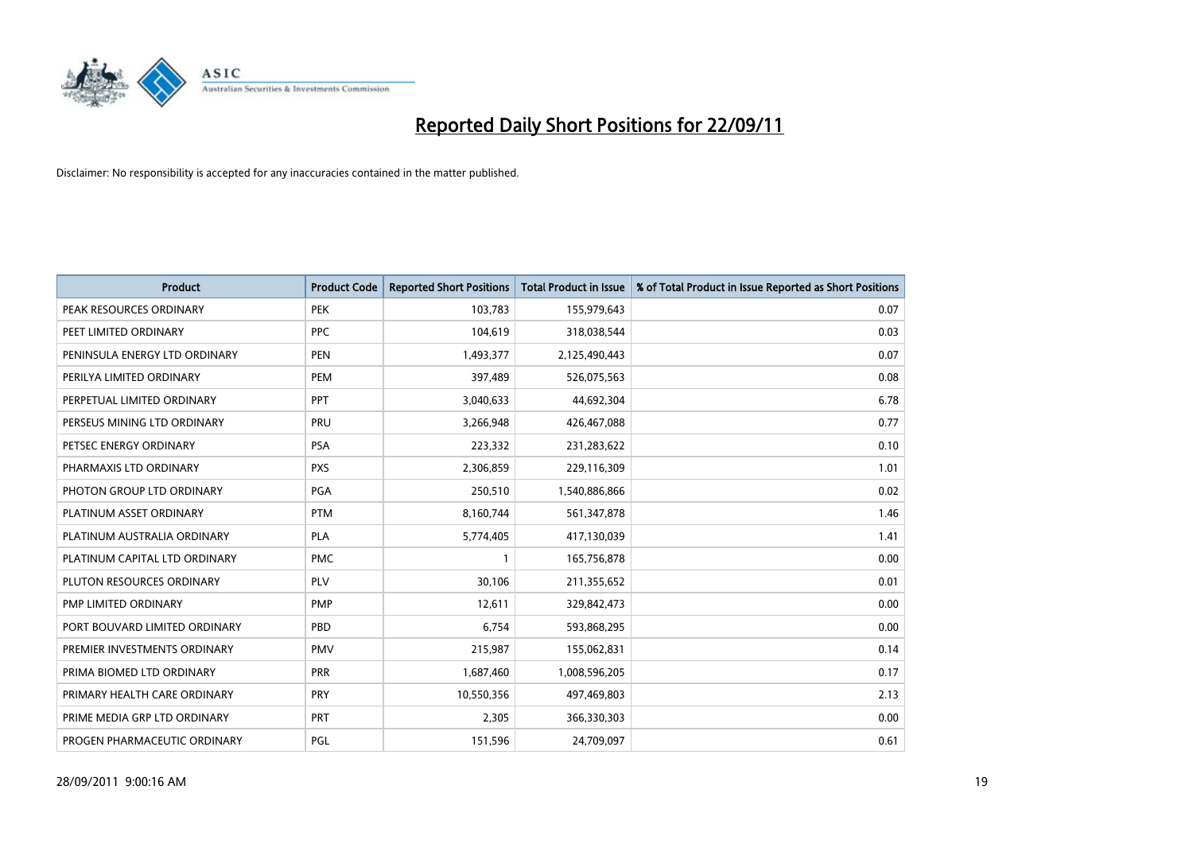# Reported Daily Short Positions for 22/09/11

Disclaimer: No responsibility is accepted for any inaccuracies contained in the matter published.

| Product | Product Code | Reported Short Positions | Total Product in Issue | % of Total Product in Issue Reported as Short Positions |
|---|---|---|---|---|
| PEAK RESOURCES ORDINARY | PEK | 103,783 | 155,979,643 | 0.07 |
| PEET LIMITED ORDINARY | PPC | 104,619 | 318,038,544 | 0.03 |
| PENINSULA ENERGY LTD ORDINARY | PEN | 1,493,377 | 2,125,490,443 | 0.07 |
| PERILYA LIMITED ORDINARY | PEM | 397,489 | 526,075,563 | 0.08 |
| PERPETUAL LIMITED ORDINARY | PPT | 3,040,633 | 44,692,304 | 6.78 |
| PERSEUS MINING LTD ORDINARY | PRU | 3,266,948 | 426,467,088 | 0.77 |
| PETSEC ENERGY ORDINARY | PSA | 223,332 | 231,283,622 | 0.10 |
| PHARMAXIS LTD ORDINARY | PXS | 2,306,859 | 229,116,309 | 1.01 |
| PHOTON GROUP LTD ORDINARY | PGA | 250,510 | 1,540,886,866 | 0.02 |
| PLATINUM ASSET ORDINARY | PTM | 8,160,744 | 561,347,878 | 1.46 |
| PLATINUM AUSTRALIA ORDINARY | PLA | 5,774,405 | 417,130,039 | 1.41 |
| PLATINUM CAPITAL LTD ORDINARY | PMC | 1 | 165,756,878 | 0.00 |
| PLUTON RESOURCES ORDINARY | PLV | 30,106 | 211,355,652 | 0.01 |
| PMP LIMITED ORDINARY | PMP | 12,611 | 329,842,473 | 0.00 |
| PORT BOUVARD LIMITED ORDINARY | PBD | 6,754 | 593,868,295 | 0.00 |
| PREMIER INVESTMENTS ORDINARY | PMV | 215,987 | 155,062,831 | 0.14 |
| PRIMA BIOMED LTD ORDINARY | PRR | 1,687,460 | 1,008,596,205 | 0.17 |
| PRIMARY HEALTH CARE ORDINARY | PRY | 10,550,356 | 497,469,803 | 2.13 |
| PRIME MEDIA GRP LTD ORDINARY | PRT | 2,305 | 366,330,303 | 0.00 |
| PROGEN PHARMACEUTIC ORDINARY | PGL | 151,596 | 24,709,097 | 0.61 |

28/09/2011 9:00:16 AM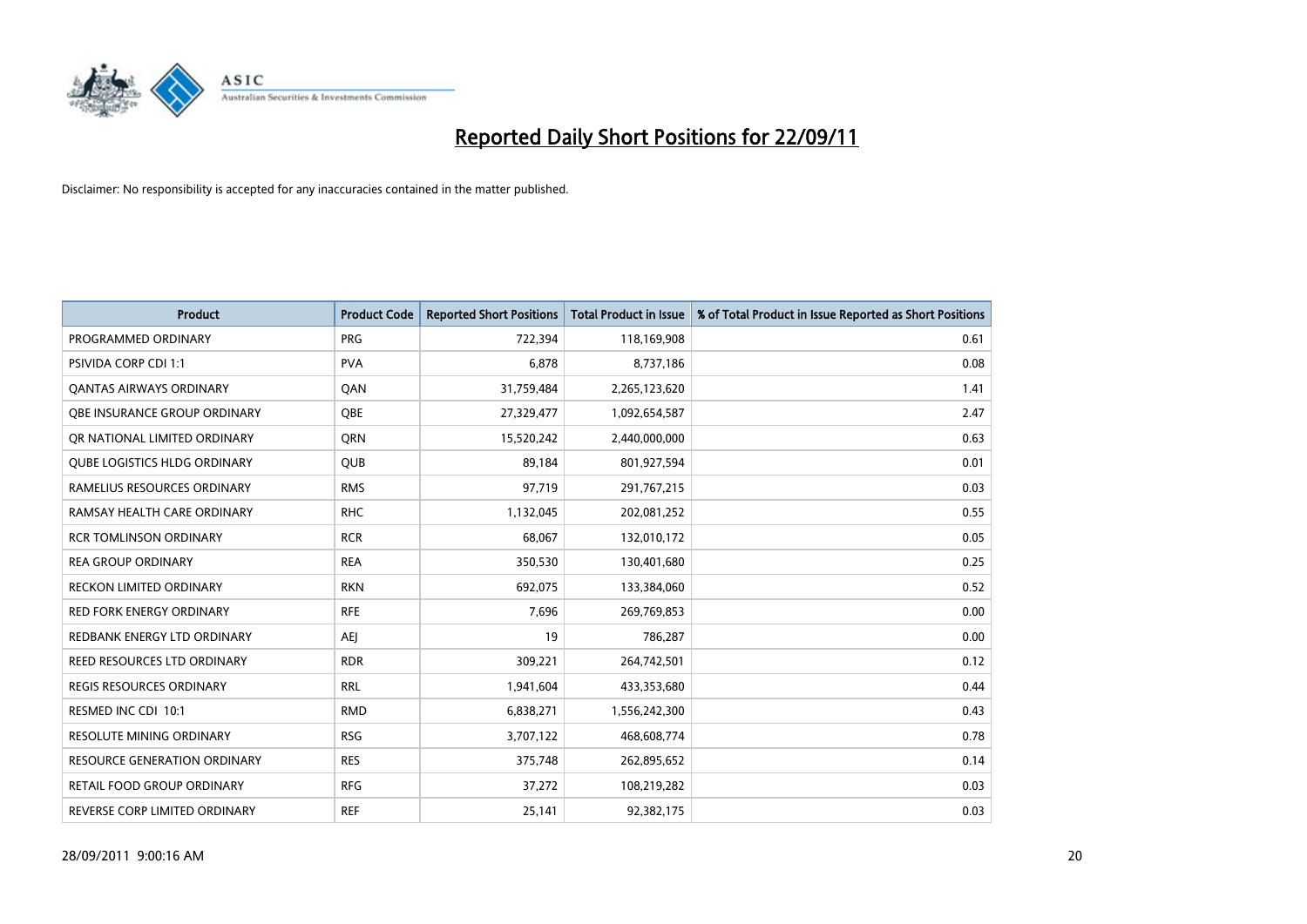# Reported Daily Short Positions for 22/09/11

Disclaimer: No responsibility is accepted for any inaccuracies contained in the matter published.

| Product | Product Code | Reported Short Positions | Total Product in Issue | % of Total Product in Issue Reported as Short Positions |
|---|---|---|---|---|
| PROGRAMMED ORDINARY | PRG | 722,394 | 118,169,908 | 0.61 |
| PSIVIDA CORP CDI 1:1 | PVA | 6,878 | 8,737,186 | 0.08 |
| QANTAS AIRWAYS ORDINARY | QAN | 31,759,484 | 2,265,123,620 | 1.41 |
| QBE INSURANCE GROUP ORDINARY | QBE | 27,329,477 | 1,092,654,587 | 2.47 |
| QR NATIONAL LIMITED ORDINARY | QRN | 15,520,242 | 2,440,000,000 | 0.63 |
| QUBE LOGISTICS HLDG ORDINARY | QUB | 89,184 | 801,927,594 | 0.01 |
| RAMELIUS RESOURCES ORDINARY | RMS | 97,719 | 291,767,215 | 0.03 |
| RAMSAY HEALTH CARE ORDINARY | RHC | 1,132,045 | 202,081,252 | 0.55 |
| RCR TOMLINSON ORDINARY | RCR | 68,067 | 132,010,172 | 0.05 |
| REA GROUP ORDINARY | REA | 350,530 | 130,401,680 | 0.25 |
| RECKON LIMITED ORDINARY | RKN | 692,075 | 133,384,060 | 0.52 |
| RED FORK ENERGY ORDINARY | RFE | 7,696 | 269,769,853 | 0.00 |
| REDBANK ENERGY LTD ORDINARY | AEJ | 19 | 786,287 | 0.00 |
| REED RESOURCES LTD ORDINARY | RDR | 309,221 | 264,742,501 | 0.12 |
| REGIS RESOURCES ORDINARY | RRL | 1,941,604 | 433,353,680 | 0.44 |
| RESMED INC CDI 10:1 | RMD | 6,838,271 | 1,556,242,300 | 0.43 |
| RESOLUTE MINING ORDINARY | RSG | 3,707,122 | 468,608,774 | 0.78 |
| RESOURCE GENERATION ORDINARY | RES | 375,748 | 262,895,652 | 0.14 |
| RETAIL FOOD GROUP ORDINARY | RFG | 37,272 | 108,219,282 | 0.03 |
| REVERSE CORP LIMITED ORDINARY | REF | 25,141 | 92,382,175 | 0.03 |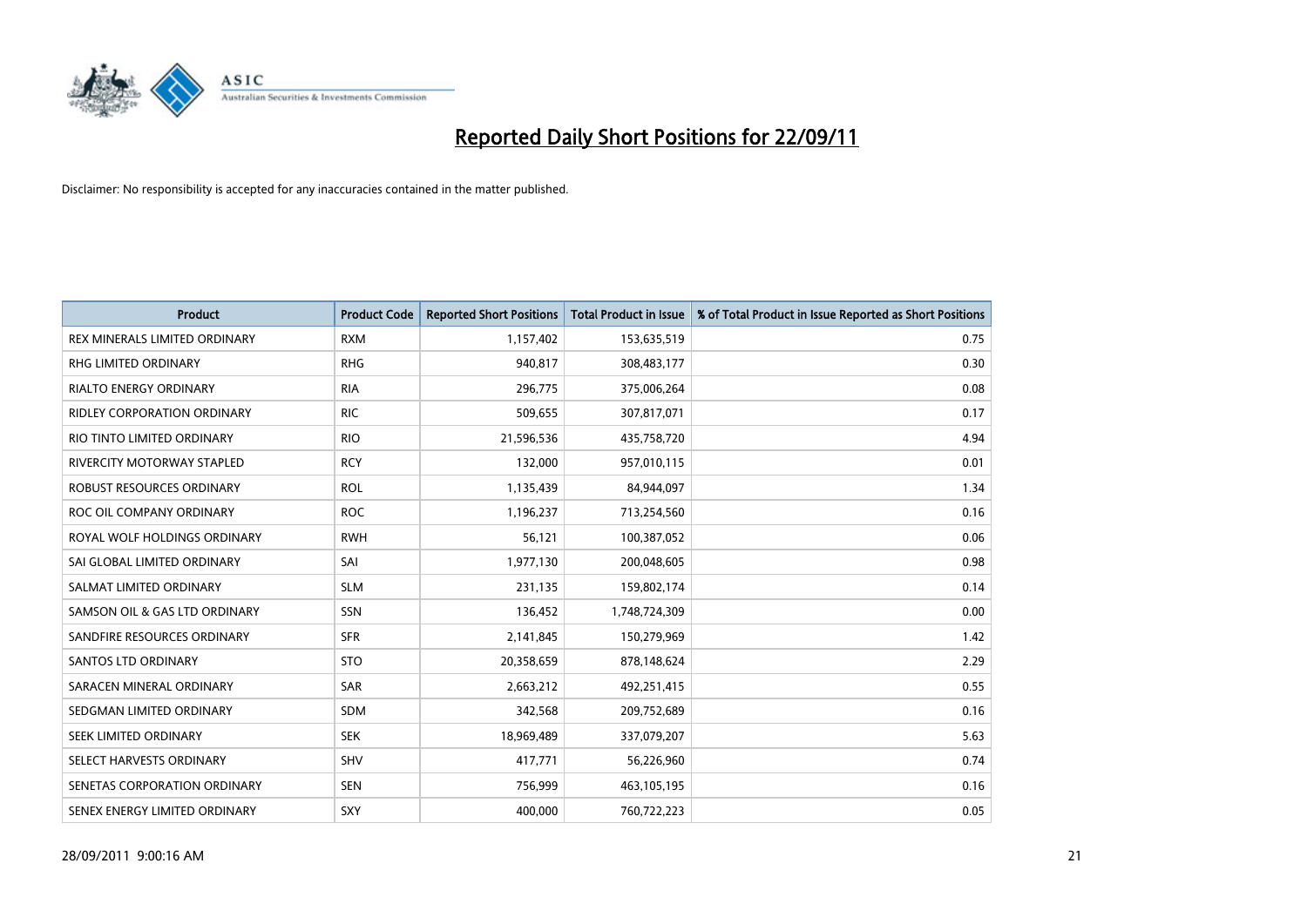# Reported Daily Short Positions for 22/09/11

Disclaimer: No responsibility is accepted for any inaccuracies contained in the matter published.

| Product | Product Code | Reported Short Positions | Total Product in Issue | % of Total Product in Issue Reported as Short Positions |
|---|---|---|---|---|
| REX MINERALS LIMITED ORDINARY | RXM | 1,157,402 | 153,635,519 | 0.75 |
| RHG LIMITED ORDINARY | RHG | 940,817 | 308,483,177 | 0.30 |
| RIALTO ENERGY ORDINARY | RIA | 296,775 | 375,006,264 | 0.08 |
| RIDLEY CORPORATION ORDINARY | RIC | 509,655 | 307,817,071 | 0.17 |
| RIO TINTO LIMITED ORDINARY | RIO | 21,596,536 | 435,758,720 | 4.94 |
| RIVERCITY MOTORWAY STAPLED | RCY | 132,000 | 957,010,115 | 0.01 |
| ROBUST RESOURCES ORDINARY | ROL | 1,135,439 | 84,944,097 | 1.34 |
| ROC OIL COMPANY ORDINARY | ROC | 1,196,237 | 713,254,560 | 0.16 |
| ROYAL WOLF HOLDINGS ORDINARY | RWH | 56,121 | 100,387,052 | 0.06 |
| SAI GLOBAL LIMITED ORDINARY | SAI | 1,977,130 | 200,048,605 | 0.98 |
| SALMAT LIMITED ORDINARY | SLM | 231,135 | 159,802,174 | 0.14 |
| SAMSON OIL & GAS LTD ORDINARY | SSN | 136,452 | 1,748,724,309 | 0.00 |
| SANDFIRE RESOURCES ORDINARY | SFR | 2,141,845 | 150,279,969 | 1.42 |
| SANTOS LTD ORDINARY | STO | 20,358,659 | 878,148,624 | 2.29 |
| SARACEN MINERAL ORDINARY | SAR | 2,663,212 | 492,251,415 | 0.55 |
| SEDGMAN LIMITED ORDINARY | SDM | 342,568 | 209,752,689 | 0.16 |
| SEEK LIMITED ORDINARY | SEK | 18,969,489 | 337,079,207 | 5.63 |
| SELECT HARVESTS ORDINARY | SHV | 417,771 | 56,226,960 | 0.74 |
| SENETAS CORPORATION ORDINARY | SEN | 756,999 | 463,105,195 | 0.16 |
| SENEX ENERGY LIMITED ORDINARY | SXY | 400,000 | 760,722,223 | 0.05 |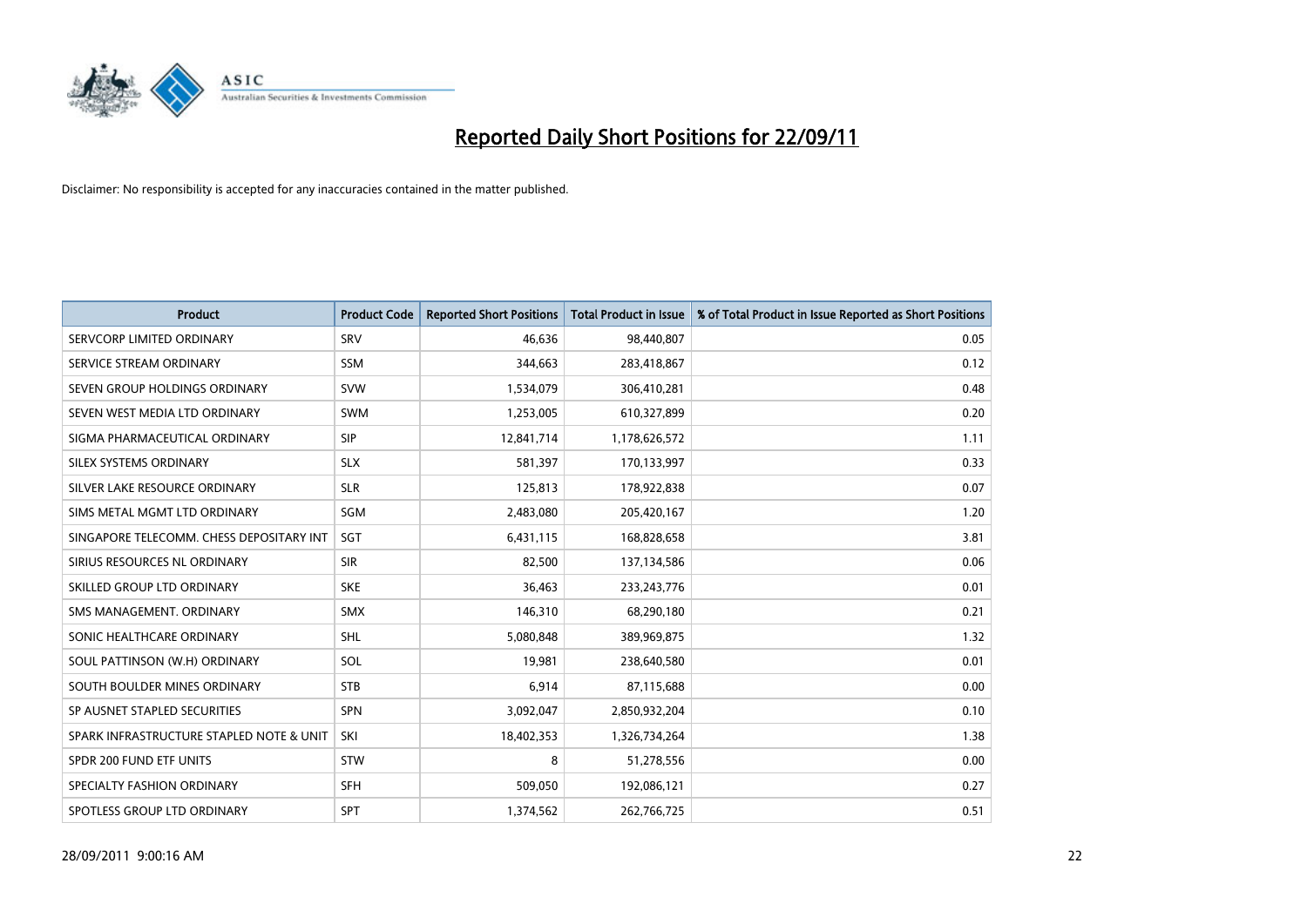# Reported Daily Short Positions for 22/09/11

Disclaimer: No responsibility is accepted for any inaccuracies contained in the matter published.

| Product | Product Code | Reported Short Positions | Total Product in Issue | % of Total Product in Issue Reported as Short Positions |
|---|---|---|---|---|
| SERVCORP LIMITED ORDINARY | SRV | 46,636 | 98,440,807 | 0.05 |
| SERVICE STREAM ORDINARY | SSM | 344,663 | 283,418,867 | 0.12 |
| SEVEN GROUP HOLDINGS ORDINARY | SVW | 1,534,079 | 306,410,281 | 0.48 |
| SEVEN WEST MEDIA LTD ORDINARY | SWM | 1,253,005 | 610,327,899 | 0.20 |
| SIGMA PHARMACEUTICAL ORDINARY | SIP | 12,841,714 | 1,178,626,572 | 1.11 |
| SILEX SYSTEMS ORDINARY | SLX | 581,397 | 170,133,997 | 0.33 |
| SILVER LAKE RESOURCE ORDINARY | SLR | 125,813 | 178,922,838 | 0.07 |
| SIMS METAL MGMT LTD ORDINARY | SGM | 2,483,080 | 205,420,167 | 1.20 |
| SINGAPORE TELECOMM. CHESS DEPOSITARY INT | SGT | 6,431,115 | 168,828,658 | 3.81 |
| SIRIUS RESOURCES NL ORDINARY | SIR | 82,500 | 137,134,586 | 0.06 |
| SKILLED GROUP LTD ORDINARY | SKE | 36,463 | 233,243,776 | 0.01 |
| SMS MANAGEMENT. ORDINARY | SMX | 146,310 | 68,290,180 | 0.21 |
| SONIC HEALTHCARE ORDINARY | SHL | 5,080,848 | 389,969,875 | 1.32 |
| SOUL PATTINSON (W.H) ORDINARY | SOL | 19,981 | 238,640,580 | 0.01 |
| SOUTH BOULDER MINES ORDINARY | STB | 6,914 | 87,115,688 | 0.00 |
| SP AUSNET STAPLED SECURITIES | SPN | 3,092,047 | 2,850,932,204 | 0.10 |
| SPARK INFRASTRUCTURE STAPLED NOTE & UNIT | SKI | 18,402,353 | 1,326,734,264 | 1.38 |
| SPDR 200 FUND ETF UNITS | STW | 8 | 51,278,556 | 0.00 |
| SPECIALTY FASHION ORDINARY | SFH | 509,050 | 192,086,121 | 0.27 |
| SPOTLESS GROUP LTD ORDINARY | SPT | 1,374,562 | 262,766,725 | 0.51 |

28/09/2011 9:00:16 AM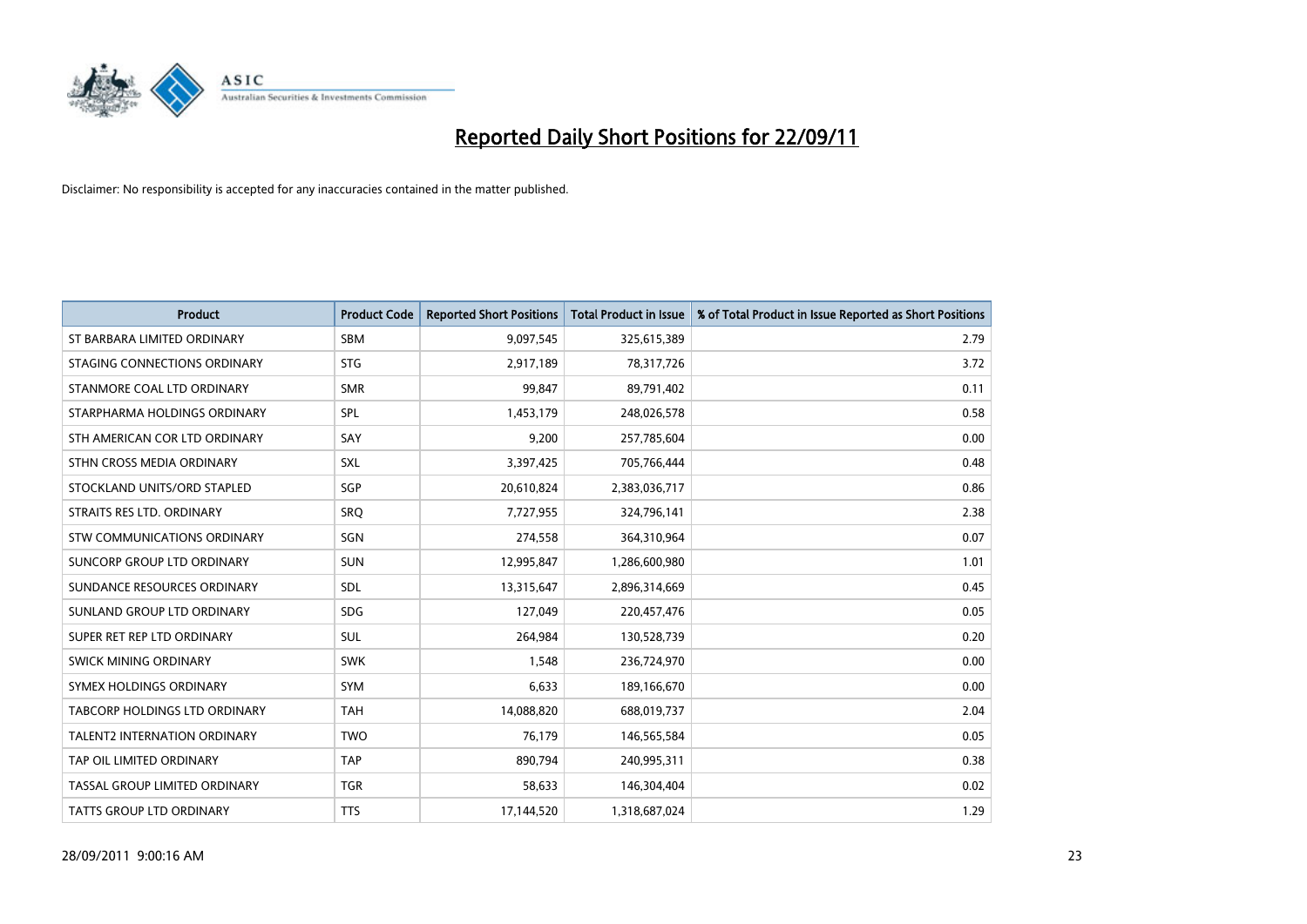# Reported Daily Short Positions for 22/09/11

Disclaimer: No responsibility is accepted for any inaccuracies contained in the matter published.

| Product | Product Code | Reported Short Positions | Total Product in Issue | % of Total Product in Issue Reported as Short Positions |
|---|---|---|---|---|
| ST BARBARA LIMITED ORDINARY | SBM | 9,097,545 | 325,615,389 | 2.79 |
| STAGING CONNECTIONS ORDINARY | STG | 2,917,189 | 78,317,726 | 3.72 |
| STANMORE COAL LTD ORDINARY | SMR | 99,847 | 89,791,402 | 0.11 |
| STARPHARMA HOLDINGS ORDINARY | SPL | 1,453,179 | 248,026,578 | 0.58 |
| STH AMERICAN COR LTD ORDINARY | SAY | 9,200 | 257,785,604 | 0.00 |
| STHN CROSS MEDIA ORDINARY | SXL | 3,397,425 | 705,766,444 | 0.48 |
| STOCKLAND UNITS/ORD STAPLED | SGP | 20,610,824 | 2,383,036,717 | 0.86 |
| STRAITS RES LTD. ORDINARY | SRQ | 7,727,955 | 324,796,141 | 2.38 |
| STW COMMUNICATIONS ORDINARY | SGN | 274,558 | 364,310,964 | 0.07 |
| SUNCORP GROUP LTD ORDINARY | SUN | 12,995,847 | 1,286,600,980 | 1.01 |
| SUNDANCE RESOURCES ORDINARY | SDL | 13,315,647 | 2,896,314,669 | 0.45 |
| SUNLAND GROUP LTD ORDINARY | SDG | 127,049 | 220,457,476 | 0.05 |
| SUPER RET REP LTD ORDINARY | SUL | 264,984 | 130,528,739 | 0.20 |
| SWICK MINING ORDINARY | SWK | 1,548 | 236,724,970 | 0.00 |
| SYMEX HOLDINGS ORDINARY | SYM | 6,633 | 189,166,670 | 0.00 |
| TABCORP HOLDINGS LTD ORDINARY | TAH | 14,088,820 | 688,019,737 | 2.04 |
| TALENT2 INTERNATION ORDINARY | TWO | 76,179 | 146,565,584 | 0.05 |
| TAP OIL LIMITED ORDINARY | TAP | 890,794 | 240,995,311 | 0.38 |
| TASSAL GROUP LIMITED ORDINARY | TGR | 58,633 | 146,304,404 | 0.02 |
| TATTS GROUP LTD ORDINARY | TTS | 17,144,520 | 1,318,687,024 | 1.29 |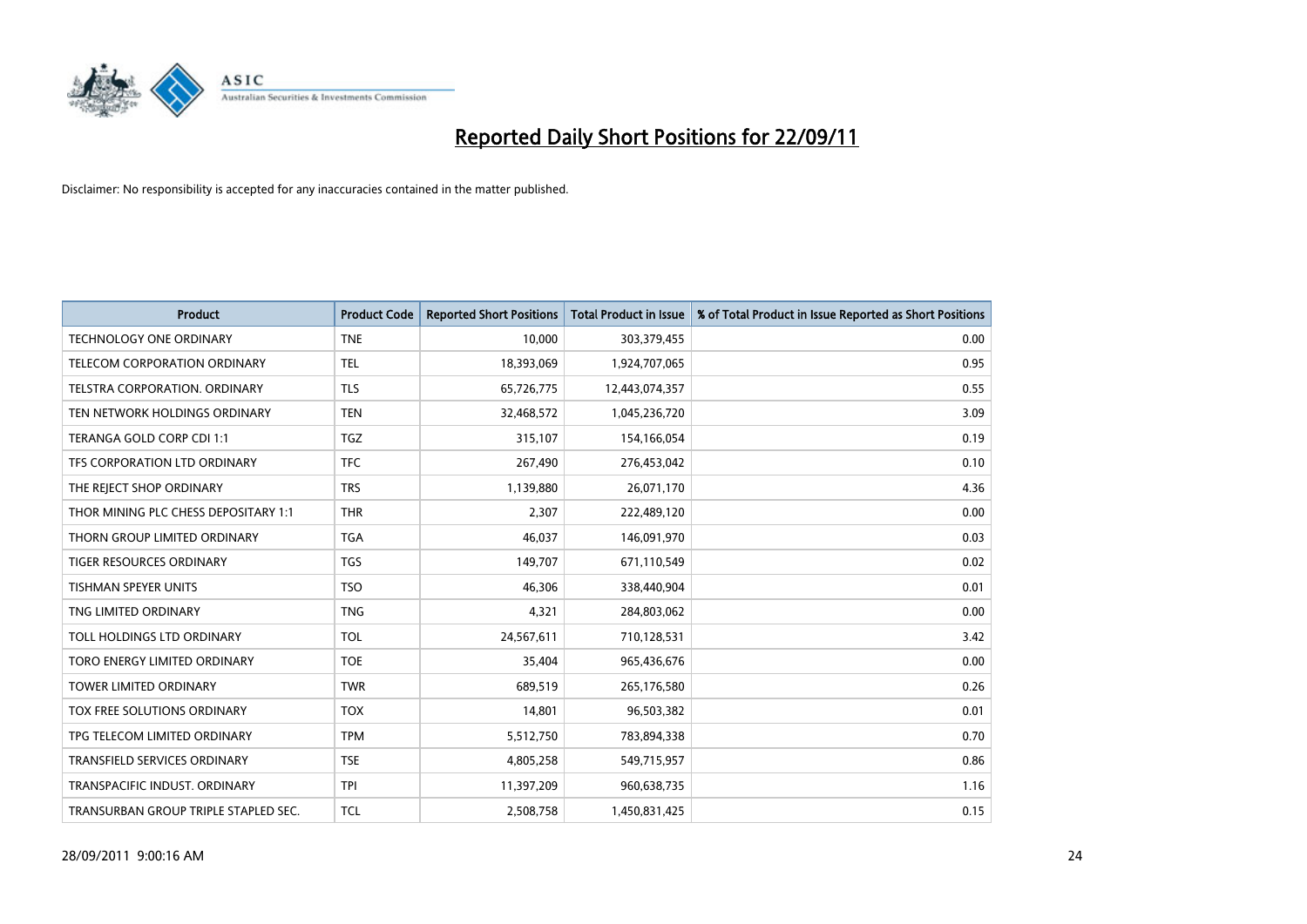# Reported Daily Short Positions for 22/09/11

Disclaimer: No responsibility is accepted for any inaccuracies contained in the matter published.

| Product | Product Code | Reported Short Positions | Total Product in Issue | % of Total Product in Issue Reported as Short Positions |
|---|---|---|---|---|
| TECHNOLOGY ONE ORDINARY | TNE | 10,000 | 303,379,455 | 0.00 |
| TELECOM CORPORATION ORDINARY | TEL | 18,393,069 | 1,924,707,065 | 0.95 |
| TELSTRA CORPORATION. ORDINARY | TLS | 65,726,775 | 12,443,074,357 | 0.55 |
| TEN NETWORK HOLDINGS ORDINARY | TEN | 32,468,572 | 1,045,236,720 | 3.09 |
| TERANGA GOLD CORP CDI 1:1 | TGZ | 315,107 | 154,166,054 | 0.19 |
| TFS CORPORATION LTD ORDINARY | TFC | 267,490 | 276,453,042 | 0.10 |
| THE REJECT SHOP ORDINARY | TRS | 1,139,880 | 26,071,170 | 4.36 |
| THOR MINING PLC CHESS DEPOSITARY 1:1 | THR | 2,307 | 222,489,120 | 0.00 |
| THORN GROUP LIMITED ORDINARY | TGA | 46,037 | 146,091,970 | 0.03 |
| TIGER RESOURCES ORDINARY | TGS | 149,707 | 671,110,549 | 0.02 |
| TISHMAN SPEYER UNITS | TSO | 46,306 | 338,440,904 | 0.01 |
| TNG LIMITED ORDINARY | TNG | 4,321 | 284,803,062 | 0.00 |
| TOLL HOLDINGS LTD ORDINARY | TOL | 24,567,611 | 710,128,531 | 3.42 |
| TORO ENERGY LIMITED ORDINARY | TOE | 35,404 | 965,436,676 | 0.00 |
| TOWER LIMITED ORDINARY | TWR | 689,519 | 265,176,580 | 0.26 |
| TOX FREE SOLUTIONS ORDINARY | TOX | 14,801 | 96,503,382 | 0.01 |
| TPG TELECOM LIMITED ORDINARY | TPM | 5,512,750 | 783,894,338 | 0.70 |
| TRANSFIELD SERVICES ORDINARY | TSE | 4,805,258 | 549,715,957 | 0.86 |
| TRANSPACIFIC INDUST. ORDINARY | TPI | 11,397,209 | 960,638,735 | 1.16 |
| TRANSURBAN GROUP TRIPLE STAPLED SEC. | TCL | 2,508,758 | 1,450,831,425 | 0.15 |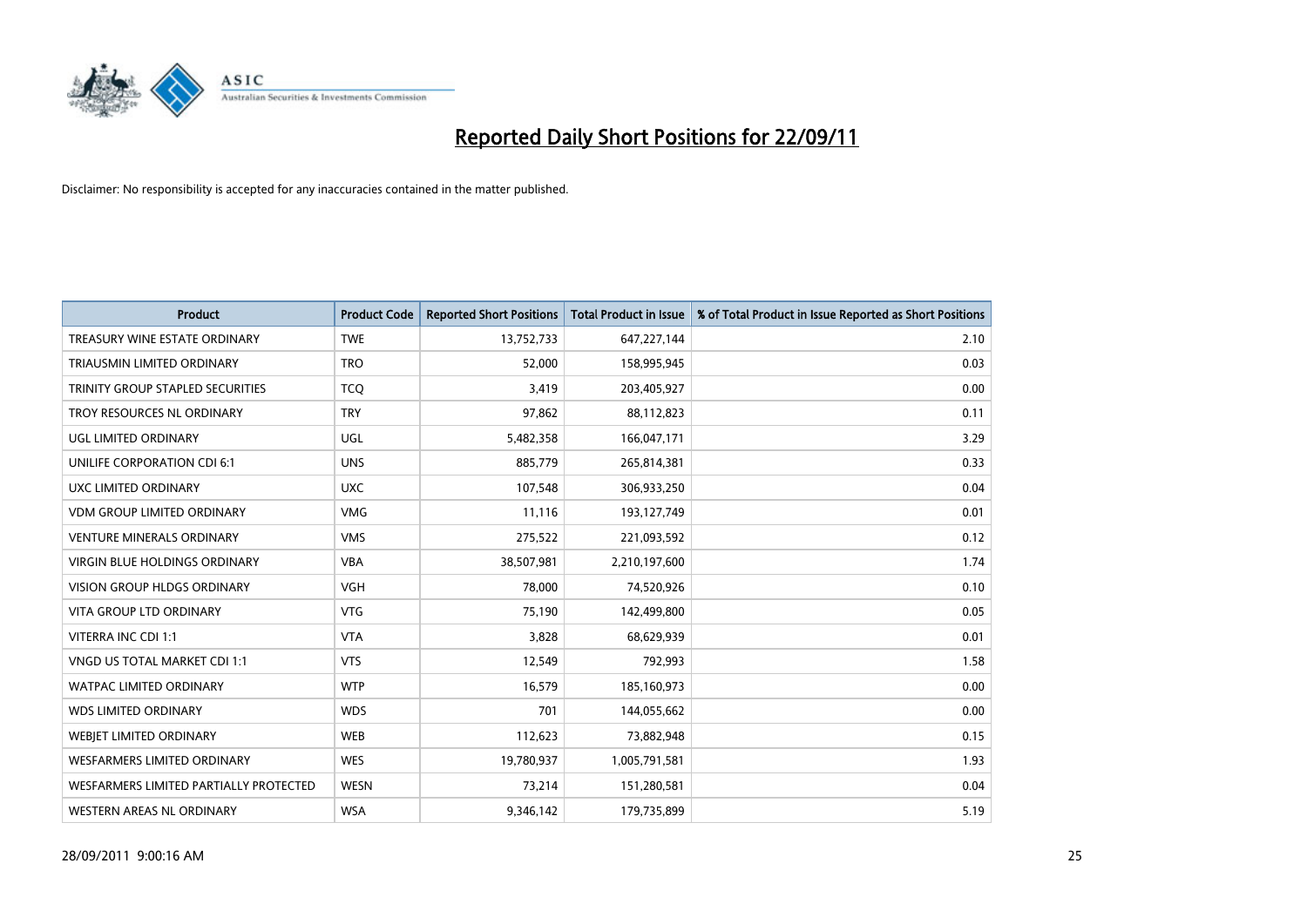# Reported Daily Short Positions for 22/09/11

Disclaimer: No responsibility is accepted for any inaccuracies contained in the matter published.

| Product | Product Code | Reported Short Positions | Total Product in Issue | % of Total Product in Issue Reported as Short Positions |
| --- | --- | --- | --- | --- |
| TREASURY WINE ESTATE ORDINARY | TWE | 13,752,733 | 647,227,144 | 2.10 |
| TRIAUSMIN LIMITED ORDINARY | TRO | 52,000 | 158,995,945 | 0.03 |
| TRINITY GROUP STAPLED SECURITIES | TCQ | 3,419 | 203,405,927 | 0.00 |
| TROY RESOURCES NL ORDINARY | TRY | 97,862 | 88,112,823 | 0.11 |
| UGL LIMITED ORDINARY | UGL | 5,482,358 | 166,047,171 | 3.29 |
| UNILIFE CORPORATION CDI 6:1 | UNS | 885,779 | 265,814,381 | 0.33 |
| UXC LIMITED ORDINARY | UXC | 107,548 | 306,933,250 | 0.04 |
| VDM GROUP LIMITED ORDINARY | VMG | 11,116 | 193,127,749 | 0.01 |
| VENTURE MINERALS ORDINARY | VMS | 275,522 | 221,093,592 | 0.12 |
| VIRGIN BLUE HOLDINGS ORDINARY | VBA | 38,507,981 | 2,210,197,600 | 1.74 |
| VISION GROUP HLDGS ORDINARY | VGH | 78,000 | 74,520,926 | 0.10 |
| VITA GROUP LTD ORDINARY | VTG | 75,190 | 142,499,800 | 0.05 |
| VITERRA INC CDI 1:1 | VTA | 3,828 | 68,629,939 | 0.01 |
| VNGD US TOTAL MARKET CDI 1:1 | VTS | 12,549 | 792,993 | 1.58 |
| WATPAC LIMITED ORDINARY | WTP | 16,579 | 185,160,973 | 0.00 |
| WDS LIMITED ORDINARY | WDS | 701 | 144,055,662 | 0.00 |
| WEBJET LIMITED ORDINARY | WEB | 112,623 | 73,882,948 | 0.15 |
| WESFARMERS LIMITED ORDINARY | WES | 19,780,937 | 1,005,791,581 | 1.93 |
| WESFARMERS LIMITED PARTIALLY PROTECTED | WESN | 73,214 | 151,280,581 | 0.04 |
| WESTERN AREAS NL ORDINARY | WSA | 9,346,142 | 179,735,899 | 5.19 |

28/09/2011 9:00:16 AM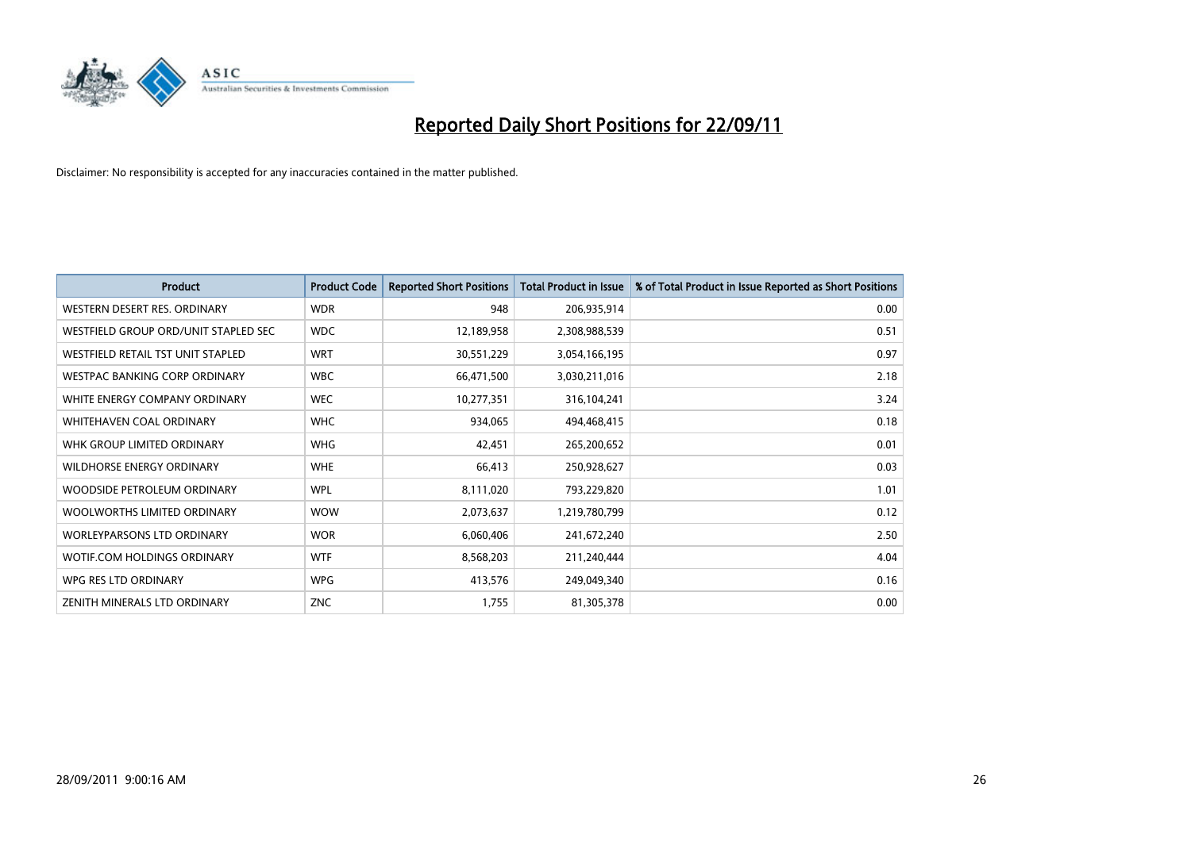# Reported Daily Short Positions for 22/09/11

Disclaimer: No responsibility is accepted for any inaccuracies contained in the matter published.

| Product | Product Code | Reported Short Positions | Total Product in Issue | % of Total Product in Issue Reported as Short Positions |
|---|---|---|---|---|
| WESTERN DESERT RES. ORDINARY | WDR | 948 | 206,935,914 | 0.00 |
| WESTFIELD GROUP ORD/UNIT STAPLED SEC | WDC | 12,189,958 | 2,308,988,539 | 0.51 |
| WESTFIELD RETAIL TST UNIT STAPLED | WRT | 30,551,229 | 3,054,166,195 | 0.97 |
| WESTPAC BANKING CORP ORDINARY | WBC | 66,471,500 | 3,030,211,016 | 2.18 |
| WHITE ENERGY COMPANY ORDINARY | WEC | 10,277,351 | 316,104,241 | 3.24 |
| WHITEHAVEN COAL ORDINARY | WHC | 934,065 | 494,468,415 | 0.18 |
| WHK GROUP LIMITED ORDINARY | WHG | 42,451 | 265,200,652 | 0.01 |
| WILDHORSE ENERGY ORDINARY | WHE | 66,413 | 250,928,627 | 0.03 |
| WOODSIDE PETROLEUM ORDINARY | WPL | 8,111,020 | 793,229,820 | 1.01 |
| WOOLWORTHS LIMITED ORDINARY | WOW | 2,073,637 | 1,219,780,799 | 0.12 |
| WORLEYPARSONS LTD ORDINARY | WOR | 6,060,406 | 241,672,240 | 2.50 |
| WOTIF.COM HOLDINGS ORDINARY | WTF | 8,568,203 | 211,240,444 | 4.04 |
| WPG RES LTD ORDINARY | WPG | 413,576 | 249,049,340 | 0.16 |
| ZENITH MINERALS LTD ORDINARY | ZNC | 1,755 | 81,305,378 | 0.00 |